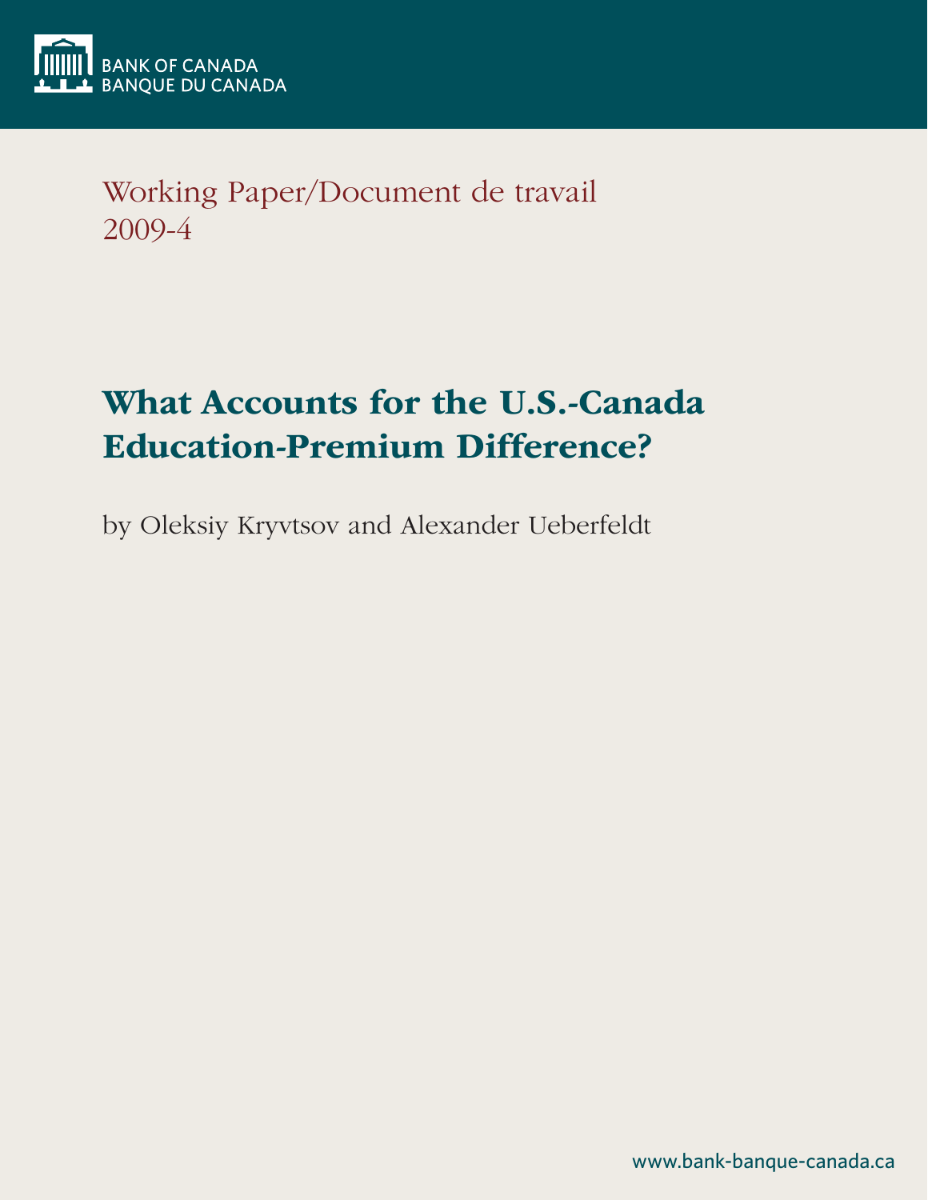BANK OF CANADA
BANQUE DU CANADA

Working Paper/Document de travail
2009-4

# What Accounts for the U.S.-Canada Education-Premium Difference?

by Oleksiy Kryvtsov and Alexander Ueberfeldt

www.bank-banque-canada.ca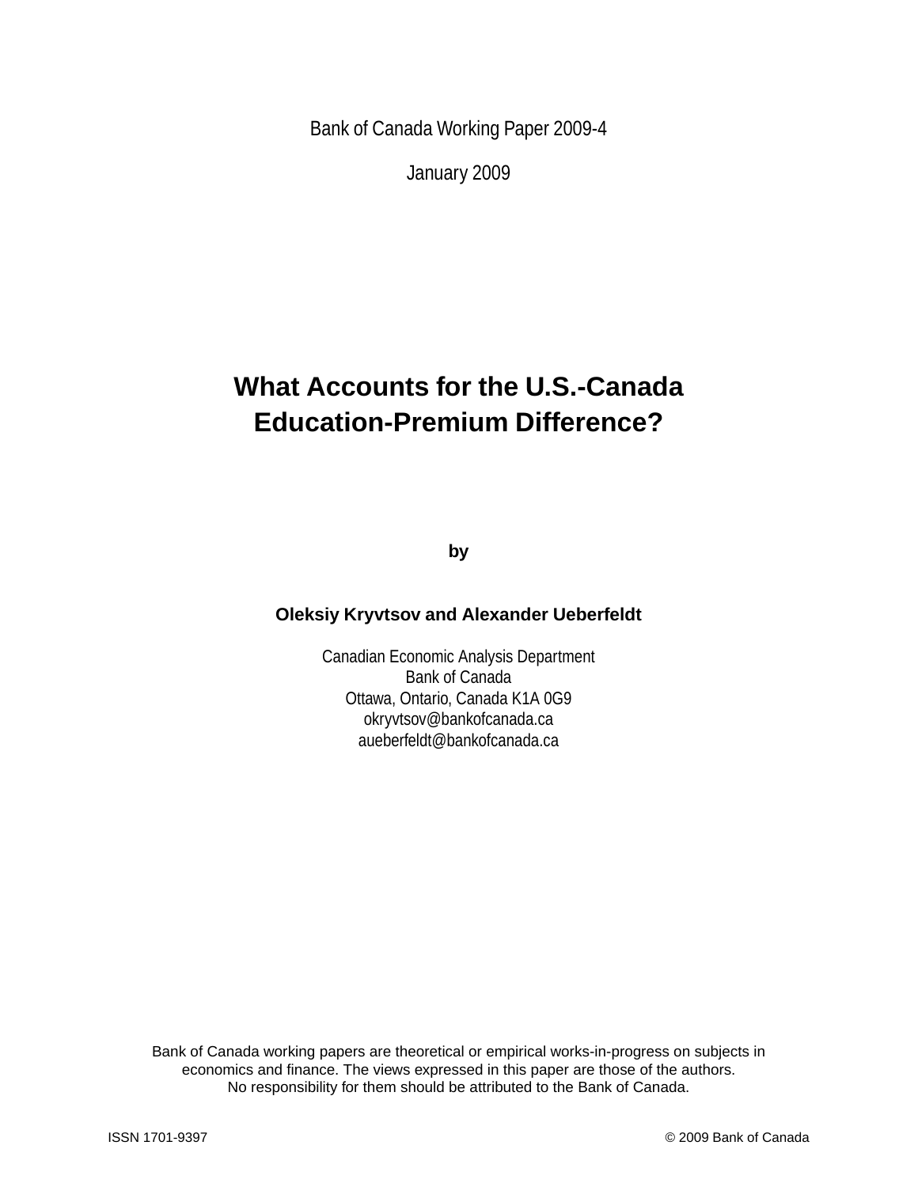Bank of Canada Working Paper 2009-4

January 2009

# What Accounts for the U.S.-Canada Education-Premium Difference?

by

**Oleksiy Kryvtsov and Alexander Ueberfeldt**

Canadian Economic Analysis Department
Bank of Canada
Ottawa, Ontario, Canada K1A 0G9
okryvtsov@bankofcanada.ca
aueberfeldt@bankofcanada.ca

Bank of Canada working papers are theoretical or empirical works-in-progress on subjects in economics and finance. The views expressed in this paper are those of the authors.
No responsibility for them should be attributed to the Bank of Canada.

ISSN 1701-9397 © 2009 Bank of Canada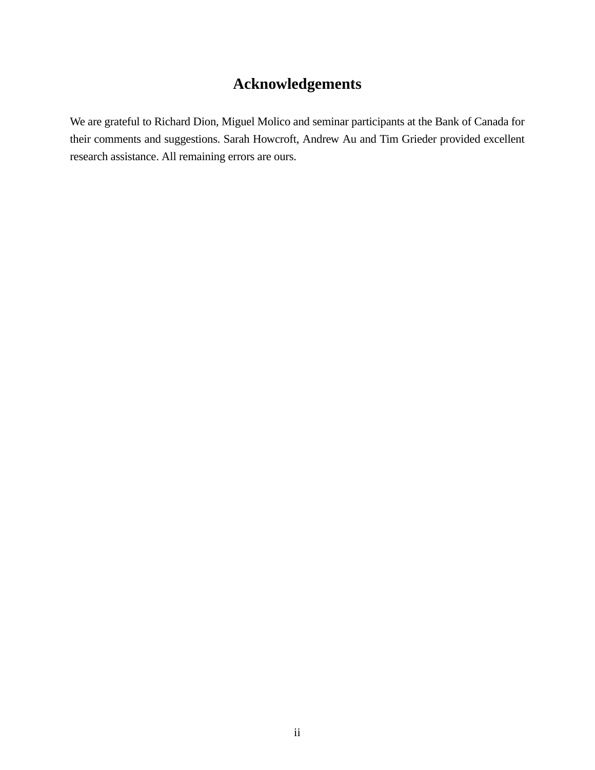## Acknowledgements

We are grateful to Richard Dion, Miguel Molico and seminar participants at the Bank of Canada for their comments and suggestions. Sarah Howcroft, Andrew Au and Tim Grieder provided excellent research assistance. All remaining errors are ours.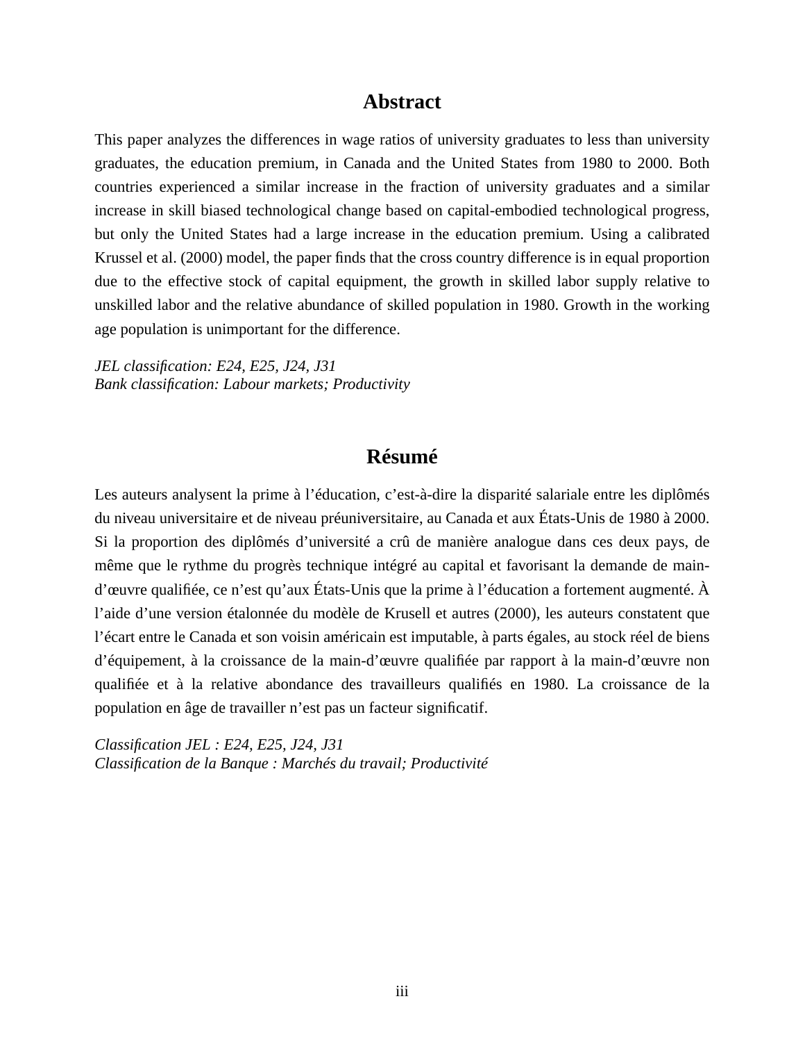## Abstract

This paper analyzes the differences in wage ratios of university graduates to less than university graduates, the education premium, in Canada and the United States from 1980 to 2000. Both countries experienced a similar increase in the fraction of university graduates and a similar increase in skill biased technological change based on capital-embodied technological progress, but only the United States had a large increase in the education premium. Using a calibrated Krussel et al. (2000) model, the paper finds that the cross country difference is in equal proportion due to the effective stock of capital equipment, the growth in skilled labor supply relative to unskilled labor and the relative abundance of skilled population in 1980. Growth in the working age population is unimportant for the difference.

*JEL classification: E24, E25, J24, J31*
*Bank classification: Labour markets; Productivity*

## Résumé

Les auteurs analysent la prime à l'éducation, c'est-à-dire la disparité salariale entre les diplômés du niveau universitaire et de niveau préuniversitaire, au Canada et aux États-Unis de 1980 à 2000. Si la proportion des diplômés d'université a crû de manière analogue dans ces deux pays, de même que le rythme du progrès technique intégré au capital et favorisant la demande de main-d'œuvre qualifiée, ce n'est qu'aux États-Unis que la prime à l'éducation a fortement augmenté. À l'aide d'une version étalonnée du modèle de Krusell et autres (2000), les auteurs constatent que l'écart entre le Canada et son voisin américain est imputable, à parts égales, au stock réel de biens d'équipement, à la croissance de la main-d'œuvre qualifiée par rapport à la main-d'œuvre non qualifiée et à la relative abondance des travailleurs qualifiés en 1980. La croissance de la population en âge de travailler n'est pas un facteur significatif.

*Classification JEL : E24, E25, J24, J31*
*Classification de la Banque : Marchés du travail; Productivité*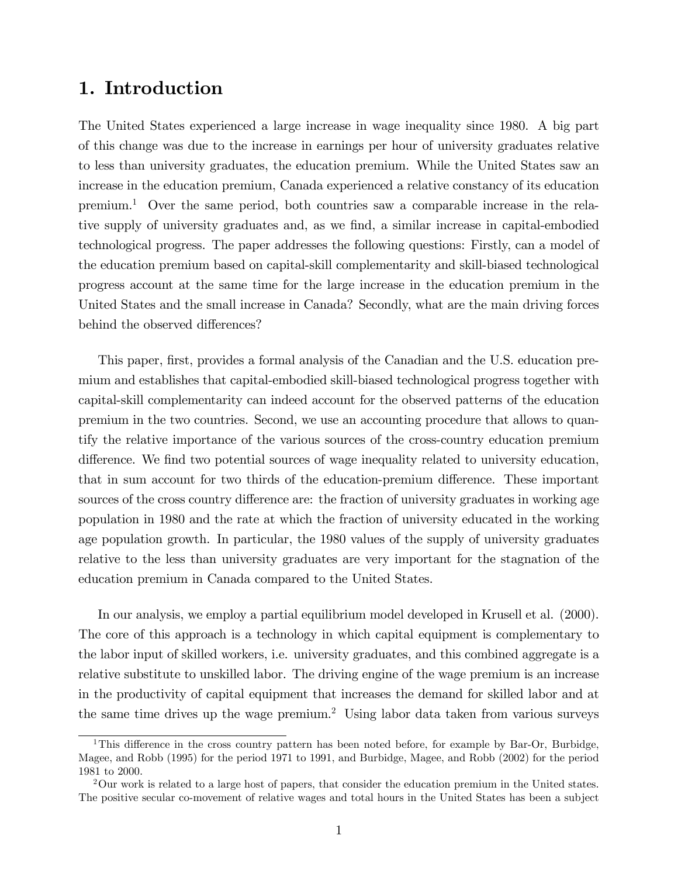# 1. Introduction

The United States experienced a large increase in wage inequality since 1980. A big part of this change was due to the increase in earnings per hour of university graduates relative to less than university graduates, the education premium. While the United States saw an increase in the education premium, Canada experienced a relative constancy of its education premium.[1] Over the same period, both countries saw a comparable increase in the relative supply of university graduates and, as we find, a similar increase in capital-embodied technological progress. The paper addresses the following questions: Firstly, can a model of the education premium based on capital-skill complementarity and skill-biased technological progress account at the same time for the large increase in the education premium in the United States and the small increase in Canada? Secondly, what are the main driving forces behind the observed differences?

This paper, first, provides a formal analysis of the Canadian and the U.S. education premium and establishes that capital-embodied skill-biased technological progress together with capital-skill complementarity can indeed account for the observed patterns of the education premium in the two countries. Second, we use an accounting procedure that allows to quantify the relative importance of the various sources of the cross-country education premium difference. We find two potential sources of wage inequality related to university education, that in sum account for two thirds of the education-premium difference. These important sources of the cross country difference are: the fraction of university graduates in working age population in 1980 and the rate at which the fraction of university educated in the working age population growth. In particular, the 1980 values of the supply of university graduates relative to the less than university graduates are very important for the stagnation of the education premium in Canada compared to the United States.

In our analysis, we employ a partial equilibrium model developed in Krusell et al. (2000). The core of this approach is a technology in which capital equipment is complementary to the labor input of skilled workers, i.e. university graduates, and this combined aggregate is a relative substitute to unskilled labor. The driving engine of the wage premium is an increase in the productivity of capital equipment that increases the demand for skilled labor and at the same time drives up the wage premium.[2] Using labor data taken from various surveys

[1] This difference in the cross country pattern has been noted before, for example by Bar-Or, Burbidge, Magee, and Robb (1995) for the period 1971 to 1991, and Burbidge, Magee, and Robb (2002) for the period 1981 to 2000.

[2] Our work is related to a large host of papers, that consider the education premium in the United states. The positive secular co-movement of relative wages and total hours in the United States has been a subject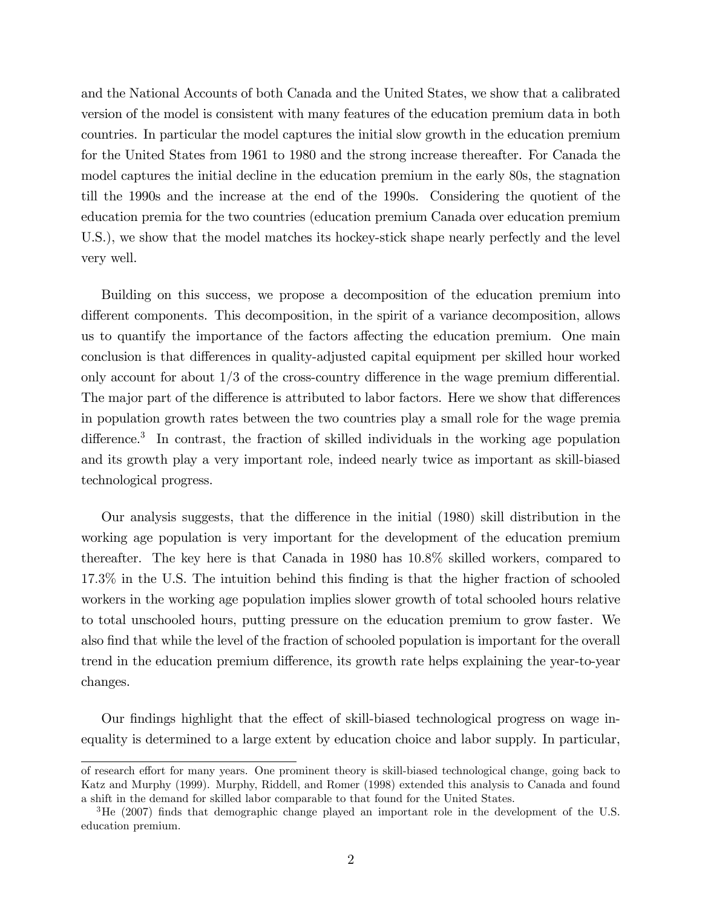and the National Accounts of both Canada and the United States, we show that a calibrated version of the model is consistent with many features of the education premium data in both countries. In particular the model captures the initial slow growth in the education premium for the United States from 1961 to 1980 and the strong increase thereafter. For Canada the model captures the initial decline in the education premium in the early 80s, the stagnation till the 1990s and the increase at the end of the 1990s. Considering the quotient of the education premia for the two countries (education premium Canada over education premium U.S.), we show that the model matches its hockey-stick shape nearly perfectly and the level very well.

Building on this success, we propose a decomposition of the education premium into different components. This decomposition, in the spirit of a variance decomposition, allows us to quantify the importance of the factors affecting the education premium. One main conclusion is that differences in quality-adjusted capital equipment per skilled hour worked only account for about 1/3 of the cross-country difference in the wage premium differential. The major part of the difference is attributed to labor factors. Here we show that differences in population growth rates between the two countries play a small role for the wage premia difference.[3] In contrast, the fraction of skilled individuals in the working age population and its growth play a very important role, indeed nearly twice as important as skill-biased technological progress.

Our analysis suggests, that the difference in the initial (1980) skill distribution in the working age population is very important for the development of the education premium thereafter. The key here is that Canada in 1980 has 10.8% skilled workers, compared to 17.3% in the U.S. The intuition behind this finding is that the higher fraction of schooled workers in the working age population implies slower growth of total schooled hours relative to total unschooled hours, putting pressure on the education premium to grow faster. We also find that while the level of the fraction of schooled population is important for the overall trend in the education premium difference, its growth rate helps explaining the year-to-year changes.

Our findings highlight that the effect of skill-biased technological progress on wage inequality is determined to a large extent by education choice and labor supply. In particular,

---

of research effort for many years. One prominent theory is skill-biased technological change, going back to Katz and Murphy (1999). Murphy, Riddell, and Romer (1998) extended this analysis to Canada and found a shift in the demand for skilled labor comparable to that found for the United States.

[3] He (2007) finds that demographic change played an important role in the development of the U.S. education premium.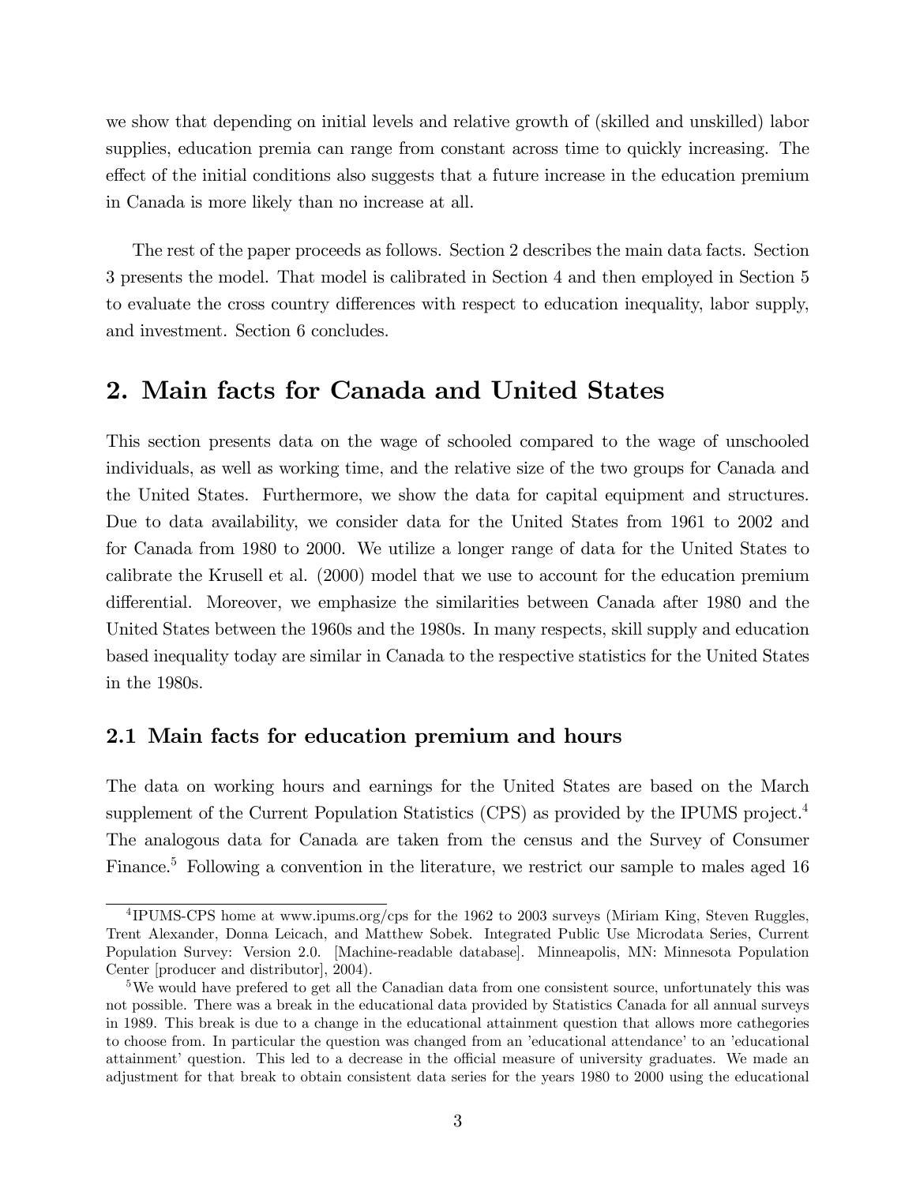we show that depending on initial levels and relative growth of (skilled and unskilled) labor supplies, education premia can range from constant across time to quickly increasing. The effect of the initial conditions also suggests that a future increase in the education premium in Canada is more likely than no increase at all.

The rest of the paper proceeds as follows. Section 2 describes the main data facts. Section 3 presents the model. That model is calibrated in Section 4 and then employed in Section 5 to evaluate the cross country differences with respect to education inequality, labor supply, and investment. Section 6 concludes.

## 2. Main facts for Canada and United States

This section presents data on the wage of schooled compared to the wage of unschooled individuals, as well as working time, and the relative size of the two groups for Canada and the United States. Furthermore, we show the data for capital equipment and structures. Due to data availability, we consider data for the United States from 1961 to 2002 and for Canada from 1980 to 2000. We utilize a longer range of data for the United States to calibrate the Krusell et al. (2000) model that we use to account for the education premium differential. Moreover, we emphasize the similarities between Canada after 1980 and the United States between the 1960s and the 1980s. In many respects, skill supply and education based inequality today are similar in Canada to the respective statistics for the United States in the 1980s.

### 2.1 Main facts for education premium and hours

The data on working hours and earnings for the United States are based on the March supplement of the Current Population Statistics (CPS) as provided by the IPUMS project.[4] The analogous data for Canada are taken from the census and the Survey of Consumer Finance.[5] Following a convention in the literature, we restrict our sample to males aged 16

---

[4]IPUMS-CPS home at www.ipums.org/cps for the 1962 to 2003 surveys (Miriam King, Steven Ruggles, Trent Alexander, Donna Leicach, and Matthew Sobek. Integrated Public Use Microdata Series, Current Population Survey: Version 2.0. [Machine-readable database]. Minneapolis, MN: Minnesota Population Center [producer and distributor], 2004).

[5]We would have prefered to get all the Canadian data from one consistent source, unfortunately this was not possible. There was a break in the educational data provided by Statistics Canada for all annual surveys in 1989. This break is due to a change in the educational attainment question that allows more cathegories to choose from. In particular the question was changed from an 'educational attendance' to an 'educational attainment' question. This led to a decrease in the official measure of university graduates. We made an adjustment for that break to obtain consistent data series for the years 1980 to 2000 using the educational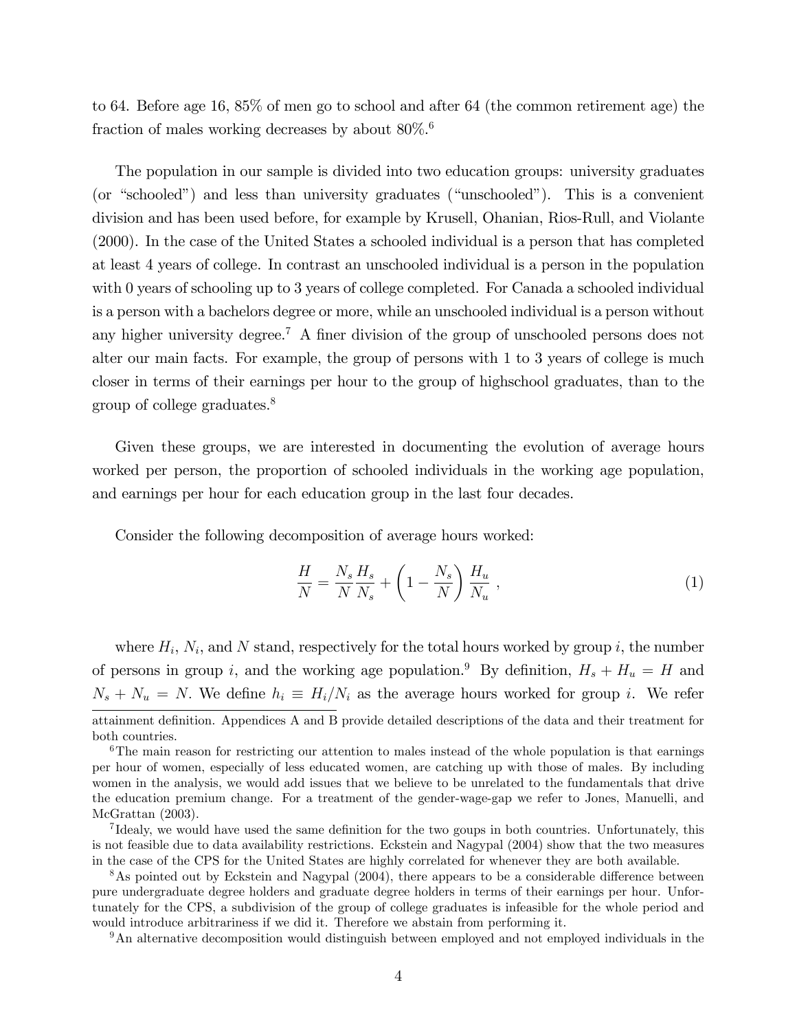to 64. Before age 16, 85% of men go to school and after 64 (the common retirement age) the fraction of males working decreases by about 80%.[6]

The population in our sample is divided into two education groups: university graduates (or "schooled") and less than university graduates ("unschooled"). This is a convenient division and has been used before, for example by Krusell, Ohanian, Rios-Rull, and Violante (2000). In the case of the United States a schooled individual is a person that has completed at least 4 years of college. In contrast an unschooled individual is a person in the population with 0 years of schooling up to 3 years of college completed. For Canada a schooled individual is a person with a bachelors degree or more, while an unschooled individual is a person without any higher university degree.[7] A finer division of the group of unschooled persons does not alter our main facts. For example, the group of persons with 1 to 3 years of college is much closer in terms of their earnings per hour to the group of highschool graduates, than to the group of college graduates.[8]

Given these groups, we are interested in documenting the evolution of average hours worked per person, the proportion of schooled individuals in the working age population, and earnings per hour for each education group in the last four decades.

Consider the following decomposition of average hours worked:

$$\frac{H}{N} = \frac{N_s}{N}\frac{H_s}{N_s} + \left(1 - \frac{N_s}{N}\right)\frac{H_u}{N_u} , \tag{1}$$

where $H_i$, $N_i$, and $N$ stand, respectively for the total hours worked by group $i$, the number of persons in group $i$, and the working age population.[9] By definition, $H_s + H_u = H$ and $N_s + N_u = N$. We define $h_i \equiv H_i/N_i$ as the average hours worked for group $i$. We refer

attainment definition. Appendices A and B provide detailed descriptions of the data and their treatment for both countries.

[6]The main reason for restricting our attention to males instead of the whole population is that earnings per hour of women, especially of less educated women, are catching up with those of males. By including women in the analysis, we would add issues that we believe to be unrelated to the fundamentals that drive the education premium change. For a treatment of the gender-wage-gap we refer to Jones, Manuelli, and McGrattan (2003).

[7]Idealy, we would have used the same definition for the two goups in both countries. Unfortunately, this is not feasible due to data availability restrictions. Eckstein and Nagypal (2004) show that the two measures in the case of the CPS for the United States are highly correlated for whenever they are both available.

[8]As pointed out by Eckstein and Nagypal (2004), there appears to be a considerable difference between pure undergraduate degree holders and graduate degree holders in terms of their earnings per hour. Unfortunately for the CPS, a subdivision of the group of college graduates is infeasible for the whole period and would introduce arbitrariness if we did it. Therefore we abstain from performing it.

[9]An alternative decomposition would distinguish between employed and not employed individuals in the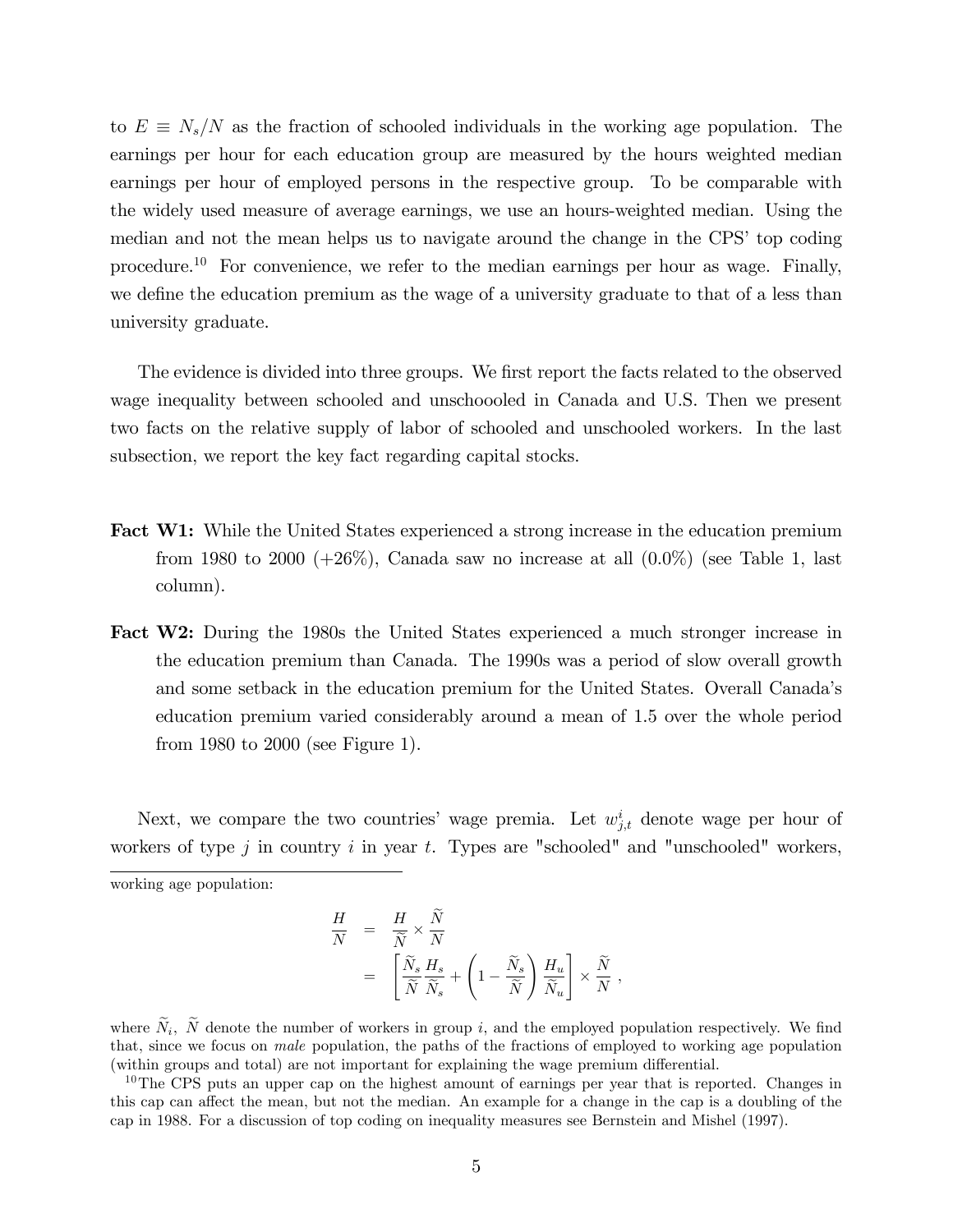to $E \equiv N_s/N$ as the fraction of schooled individuals in the working age population. The earnings per hour for each education group are measured by the hours weighted median earnings per hour of employed persons in the respective group. To be comparable with the widely used measure of average earnings, we use an hours-weighted median. Using the median and not the mean helps us to navigate around the change in the CPS' top coding procedure.[10] For convenience, we refer to the median earnings per hour as wage. Finally, we define the education premium as the wage of a university graduate to that of a less than university graduate.

The evidence is divided into three groups. We first report the facts related to the observed wage inequality between schooled and unschoooled in Canada and U.S. Then we present two facts on the relative supply of labor of schooled and unschooled workers. In the last subsection, we report the key fact regarding capital stocks.

**Fact W1:** While the United States experienced a strong increase in the education premium from 1980 to 2000 (+26%), Canada saw no increase at all (0.0%) (see Table 1, last column).

**Fact W2:** During the 1980s the United States experienced a much stronger increase in the education premium than Canada. The 1990s was a period of slow overall growth and some setback in the education premium for the United States. Overall Canada's education premium varied considerably around a mean of 1.5 over the whole period from 1980 to 2000 (see Figure 1).

Next, we compare the two countries' wage premia. Let $w_{j,t}^i$ denote wage per hour of workers of type $j$ in country $i$ in year $t$. Types are "schooled" and "unschooled" workers,

---

working age population:

$$
\begin{aligned}
\frac{H}{N} &= \frac{H}{\widetilde{N}} \times \frac{\widetilde{N}}{N} \\
&= \left[ \frac{\widetilde{N}_s}{\widetilde{N}} \frac{H_s}{\widetilde{N}_s} + \left(1 - \frac{\widetilde{N}_s}{\widetilde{N}}\right) \frac{H_u}{\widetilde{N}_u} \right] \times \frac{\widetilde{N}}{N} \ ,
\end{aligned}
$$

where $\widetilde{N}_i$, $\widetilde{N}$ denote the number of workers in group $i$, and the employed population respectively. We find that, since we focus on *male* population, the paths of the fractions of employed to working age population (within groups and total) are not important for explaining the wage premium differential.

[10] The CPS puts an upper cap on the highest amount of earnings per year that is reported. Changes in this cap can affect the mean, but not the median. An example for a change in the cap is a doubling of the cap in 1988. For a discussion of top coding on inequality measures see Bernstein and Mishel (1997).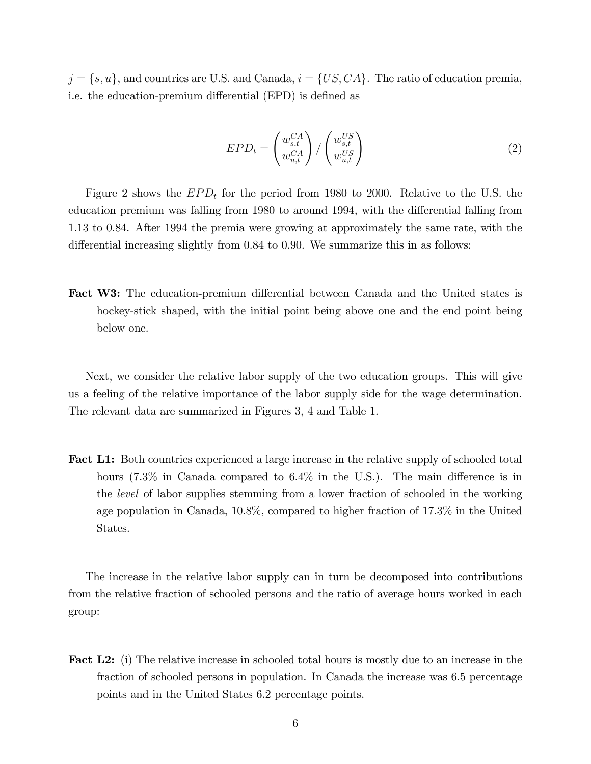$j = \{s, u\}$, and countries are U.S. and Canada, $i = \{US, CA\}$. The ratio of education premia, i.e. the education-premium differential (EPD) is defined as

$$EPD_t = \left( \frac{w_{s,t}^{CA}}{w_{u,t}^{CA}} \right) / \left( \frac{w_{s,t}^{US}}{w_{u,t}^{US}} \right) \tag{2}$$

Figure 2 shows the $EPD_t$ for the period from 1980 to 2000. Relative to the U.S. the education premium was falling from 1980 to around 1994, with the differential falling from 1.13 to 0.84. After 1994 the premia were growing at approximately the same rate, with the differential increasing slightly from 0.84 to 0.90. We summarize this in as follows:

**Fact W3:** The education-premium differential between Canada and the United states is hockey-stick shaped, with the initial point being above one and the end point being below one.

Next, we consider the relative labor supply of the two education groups. This will give us a feeling of the relative importance of the labor supply side for the wage determination. The relevant data are summarized in Figures 3, 4 and Table 1.

**Fact L1:** Both countries experienced a large increase in the relative supply of schooled total hours (7.3% in Canada compared to 6.4% in the U.S.). The main difference is in the *level* of labor supplies stemming from a lower fraction of schooled in the working age population in Canada, 10.8%, compared to higher fraction of 17.3% in the United States.

The increase in the relative labor supply can in turn be decomposed into contributions from the relative fraction of schooled persons and the ratio of average hours worked in each group:

**Fact L2:** (i) The relative increase in schooled total hours is mostly due to an increase in the fraction of schooled persons in population. In Canada the increase was 6.5 percentage points and in the United States 6.2 percentage points.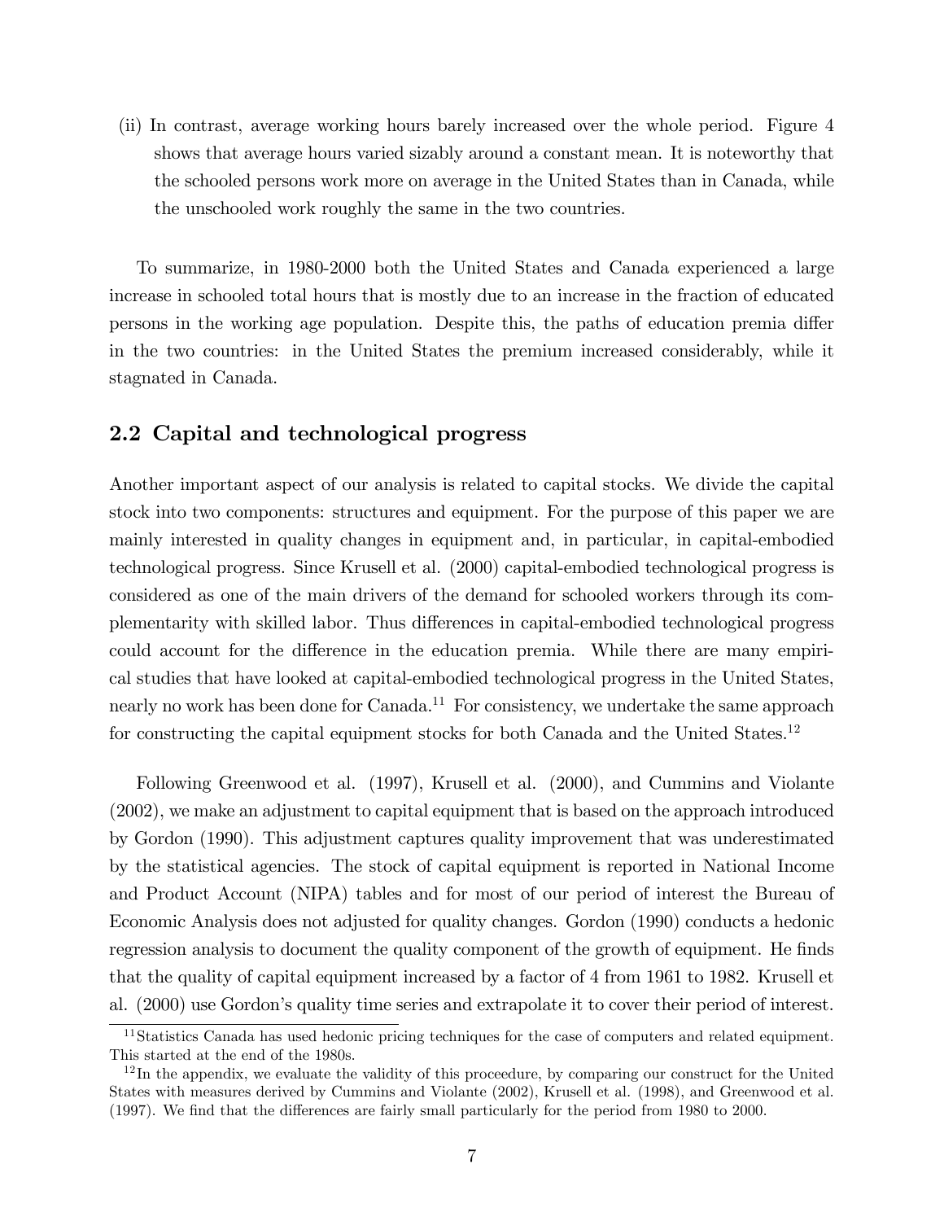(ii) In contrast, average working hours barely increased over the whole period. Figure 4 shows that average hours varied sizably around a constant mean. It is noteworthy that the schooled persons work more on average in the United States than in Canada, while the unschooled work roughly the same in the two countries.

To summarize, in 1980-2000 both the United States and Canada experienced a large increase in schooled total hours that is mostly due to an increase in the fraction of educated persons in the working age population. Despite this, the paths of education premia differ in the two countries: in the United States the premium increased considerably, while it stagnated in Canada.

## 2.2 Capital and technological progress

Another important aspect of our analysis is related to capital stocks. We divide the capital stock into two components: structures and equipment. For the purpose of this paper we are mainly interested in quality changes in equipment and, in particular, in capital-embodied technological progress. Since Krusell et al. (2000) capital-embodied technological progress is considered as one of the main drivers of the demand for schooled workers through its complementarity with skilled labor. Thus differences in capital-embodied technological progress could account for the difference in the education premia. While there are many empirical studies that have looked at capital-embodied technological progress in the United States, nearly no work has been done for Canada.[11] For consistency, we undertake the same approach for constructing the capital equipment stocks for both Canada and the United States.[12]

Following Greenwood et al. (1997), Krusell et al. (2000), and Cummins and Violante (2002), we make an adjustment to capital equipment that is based on the approach introduced by Gordon (1990). This adjustment captures quality improvement that was underestimated by the statistical agencies. The stock of capital equipment is reported in National Income and Product Account (NIPA) tables and for most of our period of interest the Bureau of Economic Analysis does not adjusted for quality changes. Gordon (1990) conducts a hedonic regression analysis to document the quality component of the growth of equipment. He finds that the quality of capital equipment increased by a factor of 4 from 1961 to 1982. Krusell et al. (2000) use Gordon's quality time series and extrapolate it to cover their period of interest.

[11] Statistics Canada has used hedonic pricing techniques for the case of computers and related equipment. This started at the end of the 1980s.

[12] In the appendix, we evaluate the validity of this proceedure, by comparing our construct for the United States with measures derived by Cummins and Violante (2002), Krusell et al. (1998), and Greenwood et al. (1997). We find that the differences are fairly small particularly for the period from 1980 to 2000.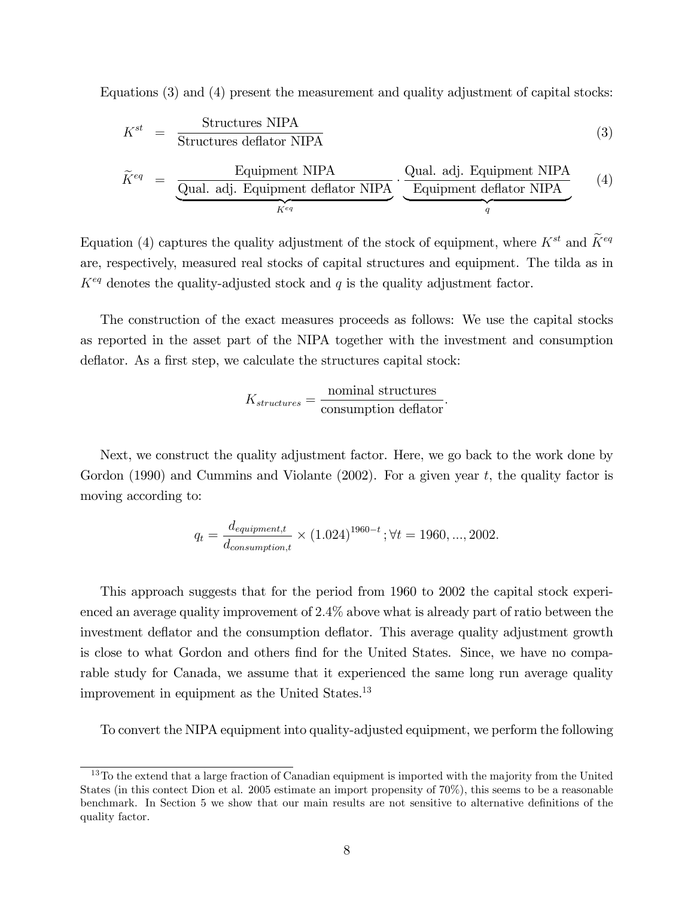Equations (3) and (4) present the measurement and quality adjustment of capital stocks:

$$K^{st} = \frac{\text{Structures NIPA}}{\text{Structures deflator NIPA}} \tag{3}$$

$$\widetilde{K}^{eq} = \underbrace{\frac{\text{Equipment NIPA}}{\text{Qual. adj. Equipment deflator NIPA}}}_{K^{eq}} \cdot \underbrace{\frac{\text{Qual. adj. Equipment NIPA}}{\text{Equipment deflator NIPA}}}_{q} \tag{4}$$

Equation (4) captures the quality adjustment of the stock of equipment, where $K^{st}$ and $\widetilde{K}^{eq}$ are, respectively, measured real stocks of capital structures and equipment. The tilda as in $K^{eq}$ denotes the quality-adjusted stock and $q$ is the quality adjustment factor.

The construction of the exact measures proceeds as follows: We use the capital stocks as reported in the asset part of the NIPA together with the investment and consumption deflator. As a first step, we calculate the structures capital stock:

$$K_{structures} = \frac{\text{nominal structures}}{\text{consumption deflator}}.$$

Next, we construct the quality adjustment factor. Here, we go back to the work done by Gordon (1990) and Cummins and Violante (2002). For a given year $t$, the quality factor is moving according to:

$$q_t = \frac{d_{equipment,t}}{d_{consumption,t}} \times (1.024)^{1960-t}\,; \forall t = 1960, ..., 2002.$$

This approach suggests that for the period from 1960 to 2002 the capital stock experienced an average quality improvement of 2.4% above what is already part of ratio between the investment deflator and the consumption deflator. This average quality adjustment growth is close to what Gordon and others find for the United States. Since, we have no comparable study for Canada, we assume that it experienced the same long run average quality improvement in equipment as the United States.[13]

To convert the NIPA equipment into quality-adjusted equipment, we perform the following

---

[13] To the extend that a large fraction of Canadian equipment is imported with the majority from the United States (in this contect Dion et al. 2005 estimate an import propensity of 70%), this seems to be a reasonable benchmark. In Section 5 we show that our main results are not sensitive to alternative definitions of the quality factor.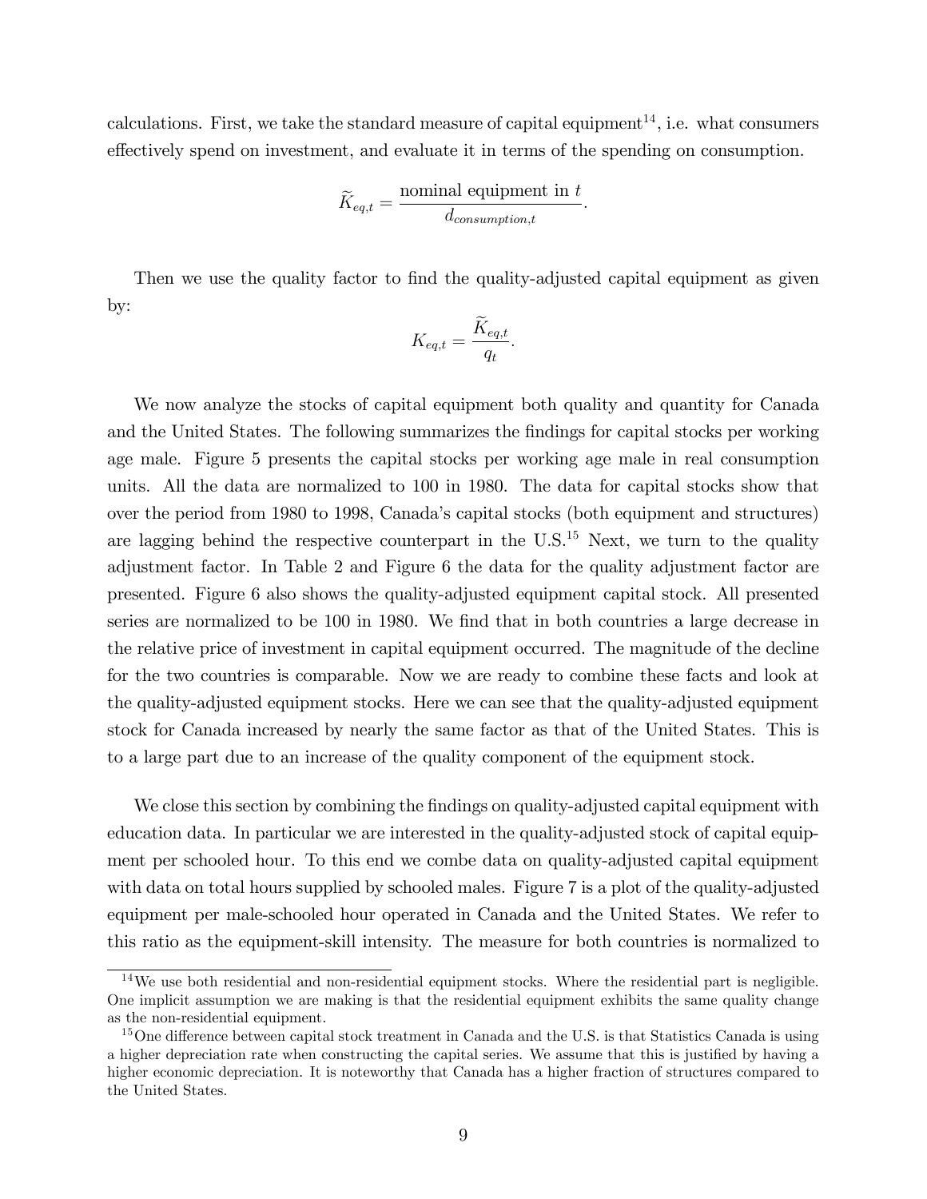calculations. First, we take the standard measure of capital equipment[14], i.e. what consumers effectively spend on investment, and evaluate it in terms of the spending on consumption.

$$\widetilde{K}_{eq,t} = \frac{\text{nominal equipment in } t}{d_{consumption,t}}.$$

Then we use the quality factor to find the quality-adjusted capital equipment as given by:

$$K_{eq,t} = \frac{\widetilde{K}_{eq,t}}{q_t}.$$

We now analyze the stocks of capital equipment both quality and quantity for Canada and the United States. The following summarizes the findings for capital stocks per working age male. Figure 5 presents the capital stocks per working age male in real consumption units. All the data are normalized to 100 in 1980. The data for capital stocks show that over the period from 1980 to 1998, Canada's capital stocks (both equipment and structures) are lagging behind the respective counterpart in the U.S.[15] Next, we turn to the quality adjustment factor. In Table 2 and Figure 6 the data for the quality adjustment factor are presented. Figure 6 also shows the quality-adjusted equipment capital stock. All presented series are normalized to be 100 in 1980. We find that in both countries a large decrease in the relative price of investment in capital equipment occurred. The magnitude of the decline for the two countries is comparable. Now we are ready to combine these facts and look at the quality-adjusted equipment stocks. Here we can see that the quality-adjusted equipment stock for Canada increased by nearly the same factor as that of the United States. This is to a large part due to an increase of the quality component of the equipment stock.

We close this section by combining the findings on quality-adjusted capital equipment with education data. In particular we are interested in the quality-adjusted stock of capital equipment per schooled hour. To this end we combe data on quality-adjusted capital equipment with data on total hours supplied by schooled males. Figure 7 is a plot of the quality-adjusted equipment per male-schooled hour operated in Canada and the United States. We refer to this ratio as the equipment-skill intensity. The measure for both countries is normalized to

---

[14] We use both residential and non-residential equipment stocks. Where the residential part is negligible. One implicit assumption we are making is that the residential equipment exhibits the same quality change as the non-residential equipment.

[15] One difference between capital stock treatment in Canada and the U.S. is that Statistics Canada is using a higher depreciation rate when constructing the capital series. We assume that this is justified by having a higher economic depreciation. It is noteworthy that Canada has a higher fraction of structures compared to the United States.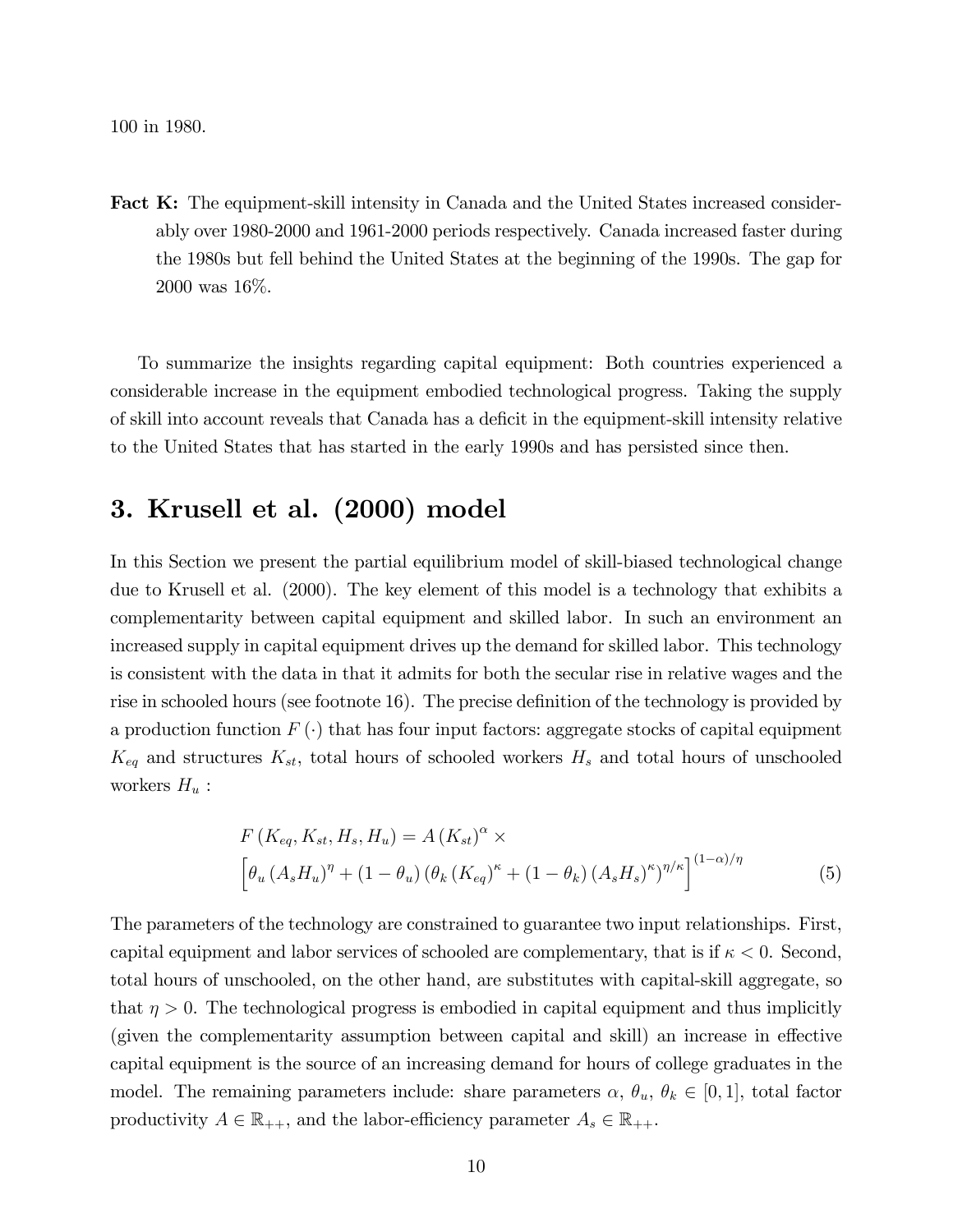100 in 1980.

**Fact K:** The equipment-skill intensity in Canada and the United States increased considerably over 1980-2000 and 1961-2000 periods respectively. Canada increased faster during the 1980s but fell behind the United States at the beginning of the 1990s. The gap for 2000 was 16%.

To summarize the insights regarding capital equipment: Both countries experienced a considerable increase in the equipment embodied technological progress. Taking the supply of skill into account reveals that Canada has a deficit in the equipment-skill intensity relative to the United States that has started in the early 1990s and has persisted since then.

## 3. Krusell et al. (2000) model

In this Section we present the partial equilibrium model of skill-biased technological change due to Krusell et al. (2000). The key element of this model is a technology that exhibits a complementarity between capital equipment and skilled labor. In such an environment an increased supply in capital equipment drives up the demand for skilled labor. This technology is consistent with the data in that it admits for both the secular rise in relative wages and the rise in schooled hours (see footnote 16). The precise definition of the technology is provided by a production function $F(\cdot)$ that has four input factors: aggregate stocks of capital equipment $K_{eq}$ and structures $K_{st}$, total hours of schooled workers $H_s$ and total hours of unschooled workers $H_u$ :

$$F(K_{eq}, K_{st}, H_s, H_u) = A(K_{st})^{\alpha} \times \left[\theta_u (A_s H_u)^{\eta} + (1-\theta_u)\left(\theta_k (K_{eq})^{\kappa} + (1-\theta_k)(A_s H_s)^{\kappa}\right)^{\eta/\kappa}\right]^{(1-\alpha)/\eta} \tag{5}$$

The parameters of the technology are constrained to guarantee two input relationships. First, capital equipment and labor services of schooled are complementary, that is if $\kappa < 0$. Second, total hours of unschooled, on the other hand, are substitutes with capital-skill aggregate, so that $\eta > 0$. The technological progress is embodied in capital equipment and thus implicitly (given the complementarity assumption between capital and skill) an increase in effective capital equipment is the source of an increasing demand for hours of college graduates in the model. The remaining parameters include: share parameters $\alpha$, $\theta_u$, $\theta_k \in [0, 1]$, total factor productivity $A \in \mathbb{R}_{++}$, and the labor-efficiency parameter $A_s \in \mathbb{R}_{++}$.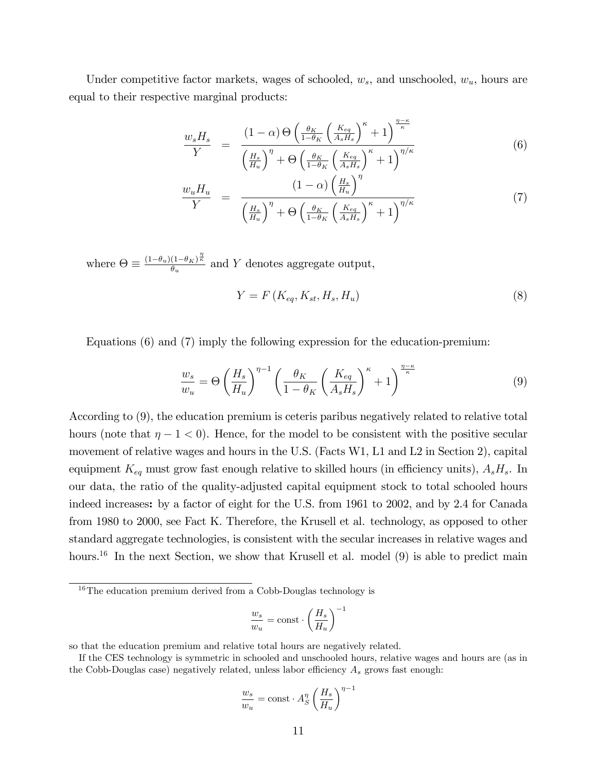Under competitive factor markets, wages of schooled, $w_s$, and unschooled, $w_u$, hours are equal to their respective marginal products:

$$\frac{w_s H_s}{Y} = \frac{(1-\alpha)\,\Theta\left(\frac{\theta_K}{1-\theta_K}\left(\frac{K_{eq}}{A_s H_s}\right)^{\kappa}+1\right)^{\frac{\eta-\kappa}{\kappa}}}{\left(\frac{H_s}{H_u}\right)^{\eta}+\Theta\left(\frac{\theta_K}{1-\theta_K}\left(\frac{K_{eq}}{A_s H_s}\right)^{\kappa}+1\right)^{\eta/\kappa}} \tag{6}$$

$$\frac{w_u H_u}{Y} = \frac{(1-\alpha)\left(\frac{H_s}{H_u}\right)^{\eta}}{\left(\frac{H_s}{H_u}\right)^{\eta}+\Theta\left(\frac{\theta_K}{1-\theta_K}\left(\frac{K_{eq}}{A_s H_s}\right)^{\kappa}+1\right)^{\eta/\kappa}} \tag{7}$$

where $\Theta \equiv \frac{(1-\theta_u)(1-\theta_K)^{\frac{\eta}{\kappa}}}{\theta_u}$ and $Y$ denotes aggregate output,

$$Y = F\left(K_{eq}, K_{st}, H_s, H_u\right) \tag{8}$$

Equations (6) and (7) imply the following expression for the education-premium:

$$\frac{w_s}{w_u} = \Theta\left(\frac{H_s}{H_u}\right)^{\eta-1}\left(\frac{\theta_K}{1-\theta_K}\left(\frac{K_{eq}}{A_s H_s}\right)^{\kappa}+1\right)^{\frac{\eta-\kappa}{\kappa}} \tag{9}$$

According to (9), the education premium is ceteris paribus negatively related to relative total hours (note that $\eta - 1 < 0$). Hence, for the model to be consistent with the positive secular movement of relative wages and hours in the U.S. (Facts W1, L1 and L2 in Section 2), capital equipment $K_{eq}$ must grow fast enough relative to skilled hours (in efficiency units), $A_s H_s$. In our data, the ratio of the quality-adjusted capital equipment stock to total schooled hours indeed increases**:** by a factor of eight for the U.S. from 1961 to 2002, and by 2.4 for Canada from 1980 to 2000, see Fact K. Therefore, the Krusell et al. technology, as opposed to other standard aggregate technologies, is consistent with the secular increases in relative wages and hours.[16] In the next Section, we show that Krusell et al. model (9) is able to predict main

---

[16] The education premium derived from a Cobb-Douglas technology is

$$\frac{w_s}{w_u} = \text{const}\cdot\left(\frac{H_s}{H_u}\right)^{-1}$$

so that the education premium and relative total hours are negatively related.

If the CES technology is symmetric in schooled and unschooled hours, relative wages and hours are (as in the Cobb-Douglas case) negatively related, unless labor efficiency $A_s$ grows fast enough:

$$\frac{w_s}{w_u} = \text{const}\cdot A_S^{\eta}\left(\frac{H_s}{H_u}\right)^{\eta-1}$$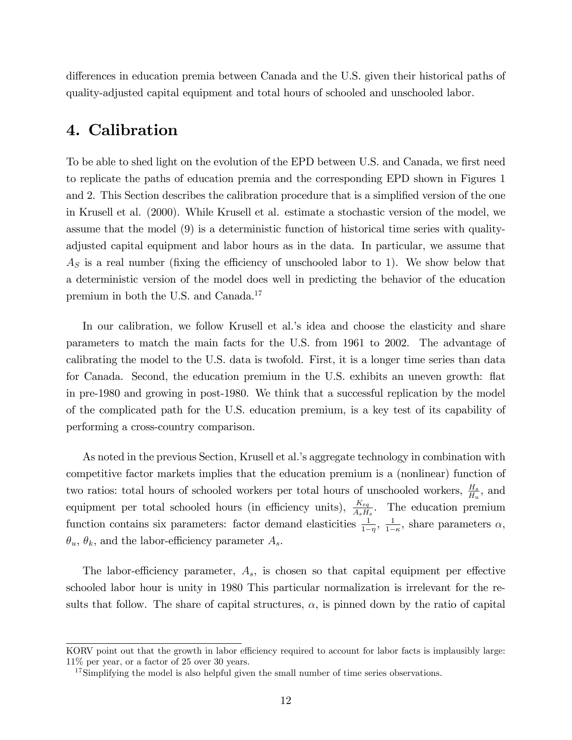differences in education premia between Canada and the U.S. given their historical paths of quality-adjusted capital equipment and total hours of schooled and unschooled labor.

# 4. Calibration

To be able to shed light on the evolution of the EPD between U.S. and Canada, we first need to replicate the paths of education premia and the corresponding EPD shown in Figures 1 and 2. This Section describes the calibration procedure that is a simplified version of the one in Krusell et al. (2000). While Krusell et al. estimate a stochastic version of the model, we assume that the model (9) is a deterministic function of historical time series with quality-adjusted capital equipment and labor hours as in the data. In particular, we assume that $A_S$ is a real number (fixing the efficiency of unschooled labor to 1). We show below that a deterministic version of the model does well in predicting the behavior of the education premium in both the U.S. and Canada.[17]

In our calibration, we follow Krusell et al.'s idea and choose the elasticity and share parameters to match the main facts for the U.S. from 1961 to 2002. The advantage of calibrating the model to the U.S. data is twofold. First, it is a longer time series than data for Canada. Second, the education premium in the U.S. exhibits an uneven growth: flat in pre-1980 and growing in post-1980. We think that a successful replication by the model of the complicated path for the U.S. education premium, is a key test of its capability of performing a cross-country comparison.

As noted in the previous Section, Krusell et al.'s aggregate technology in combination with competitive factor markets implies that the education premium is a (nonlinear) function of two ratios: total hours of schooled workers per total hours of unschooled workers, $\frac{H_s}{H_u}$, and equipment per total schooled hours (in efficiency units), $\frac{K_{eq}}{A_s H_s}$. The education premium function contains six parameters: factor demand elasticities $\frac{1}{1-\eta}$, $\frac{1}{1-\kappa}$, share parameters $\alpha$, $\theta_u$, $\theta_k$, and the labor-efficiency parameter $A_s$.

The labor-efficiency parameter, $A_s$, is chosen so that capital equipment per effective schooled labor hour is unity in 1980 This particular normalization is irrelevant for the results that follow. The share of capital structures, $\alpha$, is pinned down by the ratio of capital

KORV point out that the growth in labor efficiency required to account for labor facts is implausibly large: 11% per year, or a factor of 25 over 30 years.

[17] Simplifying the model is also helpful given the small number of time series observations.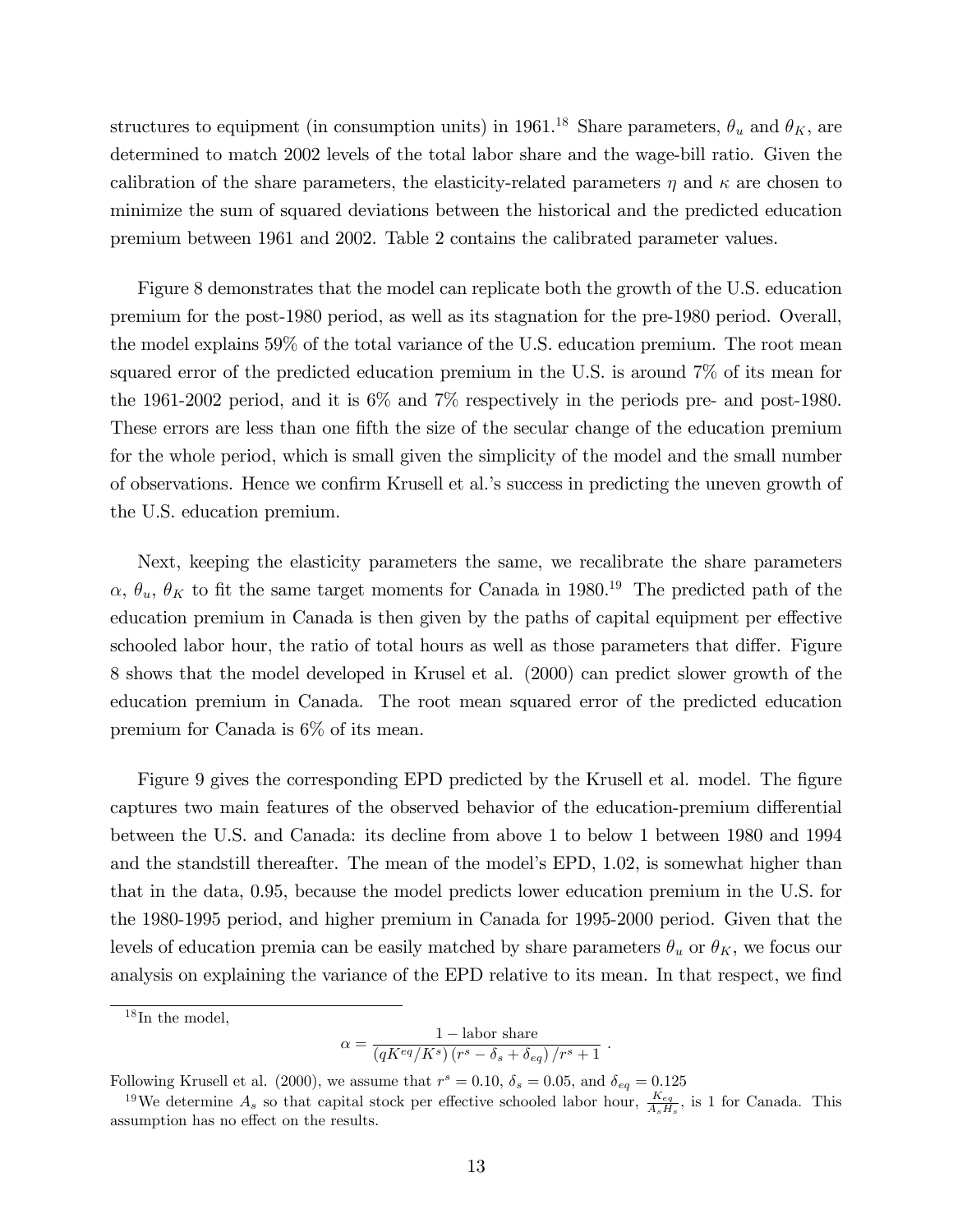structures to equipment (in consumption units) in 1961.[18] Share parameters, $\theta_u$ and $\theta_K$, are determined to match 2002 levels of the total labor share and the wage-bill ratio. Given the calibration of the share parameters, the elasticity-related parameters $\eta$ and $\kappa$ are chosen to minimize the sum of squared deviations between the historical and the predicted education premium between 1961 and 2002. Table 2 contains the calibrated parameter values.

Figure 8 demonstrates that the model can replicate both the growth of the U.S. education premium for the post-1980 period, as well as its stagnation for the pre-1980 period. Overall, the model explains 59% of the total variance of the U.S. education premium. The root mean squared error of the predicted education premium in the U.S. is around 7% of its mean for the 1961-2002 period, and it is 6% and 7% respectively in the periods pre- and post-1980. These errors are less than one fifth the size of the secular change of the education premium for the whole period, which is small given the simplicity of the model and the small number of observations. Hence we confirm Krusell et al.'s success in predicting the uneven growth of the U.S. education premium.

Next, keeping the elasticity parameters the same, we recalibrate the share parameters $\alpha$, $\theta_u$, $\theta_K$ to fit the same target moments for Canada in 1980.[19] The predicted path of the education premium in Canada is then given by the paths of capital equipment per effective schooled labor hour, the ratio of total hours as well as those parameters that differ. Figure 8 shows that the model developed in Krusel et al. (2000) can predict slower growth of the education premium in Canada. The root mean squared error of the predicted education premium for Canada is 6% of its mean.

Figure 9 gives the corresponding EPD predicted by the Krusell et al. model. The figure captures two main features of the observed behavior of the education-premium differential between the U.S. and Canada: its decline from above 1 to below 1 between 1980 and 1994 and the standstill thereafter. The mean of the model's EPD, 1.02, is somewhat higher than that in the data, 0.95, because the model predicts lower education premium in the U.S. for the 1980-1995 period, and higher premium in Canada for 1995-2000 period. Given that the levels of education premia can be easily matched by share parameters $\theta_u$ or $\theta_K$, we focus our analysis on explaining the variance of the EPD relative to its mean. In that respect, we find

---

[18] In the model,

$$\alpha = \frac{1 - \text{labor share}}{\left(qK^{eq}/K^{s}\right)\left(r^{s} - \delta_{s} + \delta_{eq}\right)/r^{s} + 1} .$$

Following Krusell et al. (2000), we assume that $r^s = 0.10$, $\delta_s = 0.05$, and $\delta_{eq} = 0.125$

[19] We determine $A_s$ so that capital stock per effective schooled labor hour, $\frac{K_{eq}}{A_s H_s}$, is 1 for Canada. This assumption has no effect on the results.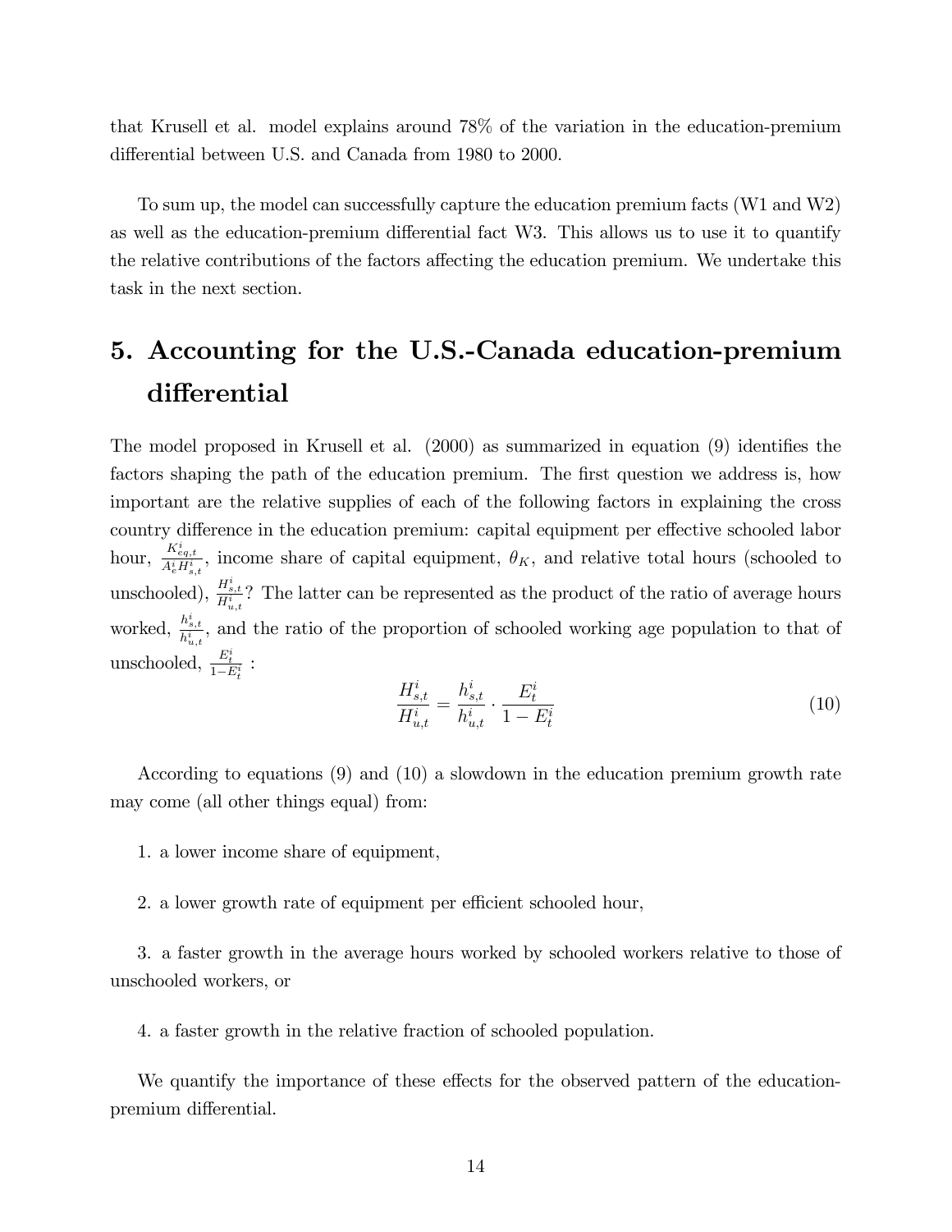that Krusell et al. model explains around 78% of the variation in the education-premium differential between U.S. and Canada from 1980 to 2000.

To sum up, the model can successfully capture the education premium facts (W1 and W2) as well as the education-premium differential fact W3. This allows us to use it to quantify the relative contributions of the factors affecting the education premium. We undertake this task in the next section.

# 5. Accounting for the U.S.-Canada education-premium differential

The model proposed in Krusell et al. (2000) as summarized in equation (9) identifies the factors shaping the path of the education premium. The first question we address is, how important are the relative supplies of each of the following factors in explaining the cross country difference in the education premium: capital equipment per effective schooled labor hour, $\frac{K^i_{eq,t}}{A^i_e H^i_{s,t}}$, income share of capital equipment, $\theta_K$, and relative total hours (schooled to unschooled), $\frac{H^i_{s,t}}{H^i_{u,t}}$? The latter can be represented as the product of the ratio of average hours worked, $\frac{h^i_{s,t}}{h^i_{u,t}}$, and the ratio of the proportion of schooled working age population to that of unschooled, $\frac{E^i_t}{1-E^i_t}$ :

$$\frac{H^i_{s,t}}{H^i_{u,t}} = \frac{h^i_{s,t}}{h^i_{u,t}} \cdot \frac{E^i_t}{1-E^i_t} \tag{10}$$

According to equations (9) and (10) a slowdown in the education premium growth rate may come (all other things equal) from:

1. a lower income share of equipment,

2. a lower growth rate of equipment per efficient schooled hour,

3. a faster growth in the average hours worked by schooled workers relative to those of unschooled workers, or

4. a faster growth in the relative fraction of schooled population.

We quantify the importance of these effects for the observed pattern of the education-premium differential.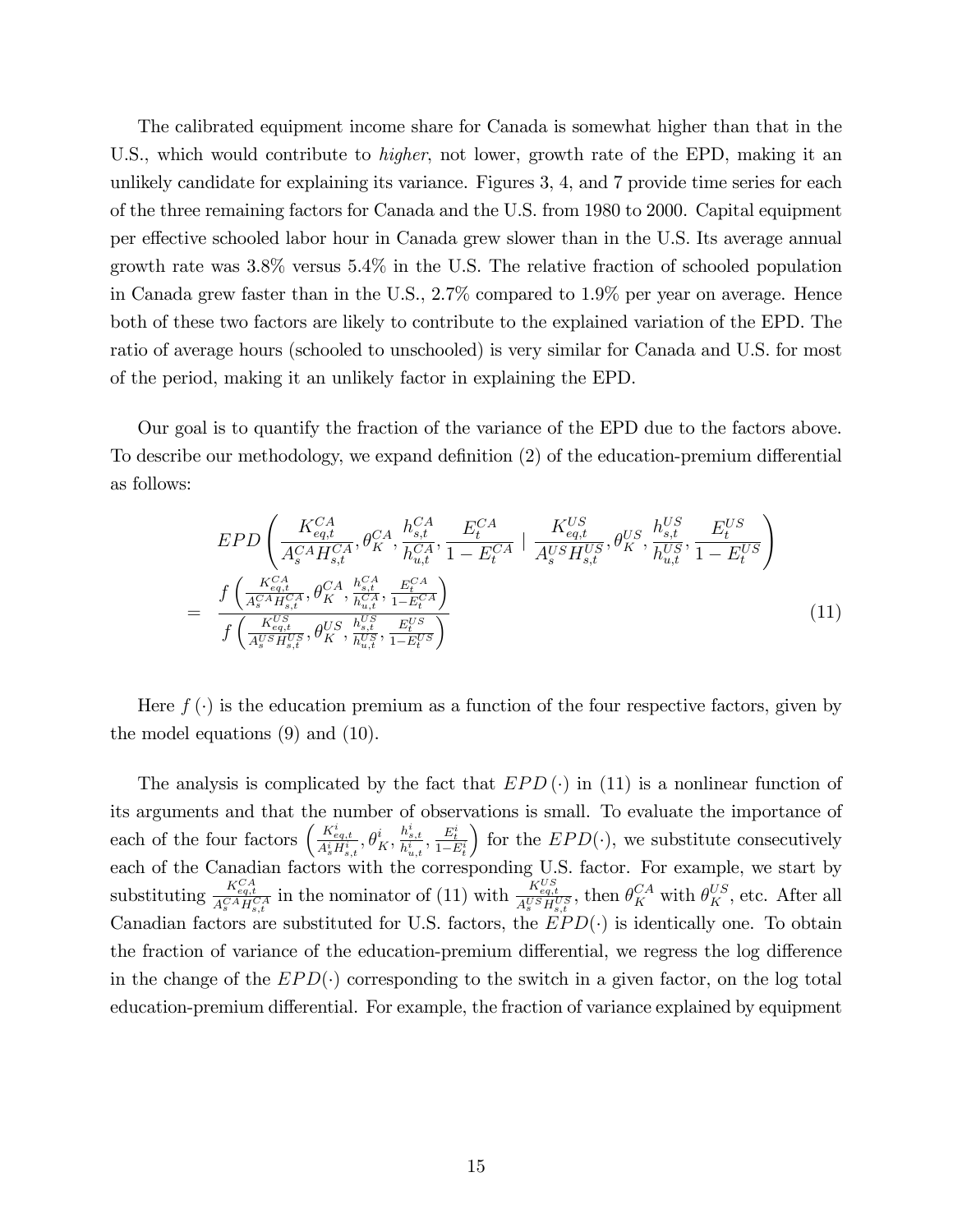The calibrated equipment income share for Canada is somewhat higher than that in the U.S., which would contribute to *higher*, not lower, growth rate of the EPD, making it an unlikely candidate for explaining its variance. Figures 3, 4, and 7 provide time series for each of the three remaining factors for Canada and the U.S. from 1980 to 2000. Capital equipment per effective schooled labor hour in Canada grew slower than in the U.S. Its average annual growth rate was 3.8% versus 5.4% in the U.S. The relative fraction of schooled population in Canada grew faster than in the U.S., 2.7% compared to 1.9% per year on average. Hence both of these two factors are likely to contribute to the explained variation of the EPD. The ratio of average hours (schooled to unschooled) is very similar for Canada and U.S. for most of the period, making it an unlikely factor in explaining the EPD.

Our goal is to quantify the fraction of the variance of the EPD due to the factors above. To describe our methodology, we expand definition (2) of the education-premium differential as follows:

$$
\begin{aligned}
& EPD\left(\frac{K_{eq,t}^{CA}}{A_s^{CA}H_{s,t}^{CA}}, \theta_K^{CA}, \frac{h_{s,t}^{CA}}{h_{u,t}^{CA}}, \frac{E_t^{CA}}{1-E_t^{CA}} \mid \frac{K_{eq,t}^{US}}{A_s^{US}H_{s,t}^{US}}, \theta_K^{US}, \frac{h_{s,t}^{US}}{h_{u,t}^{US}}, \frac{E_t^{US}}{1-E_t^{US}}\right) \\
= & \frac{f\left(\frac{K_{eq,t}^{CA}}{A_s^{CA}H_{s,t}^{CA}}, \theta_K^{CA}, \frac{h_{s,t}^{CA}}{h_{u,t}^{CA}}, \frac{E_t^{CA}}{1-E_t^{CA}}\right)}{f\left(\frac{K_{eq,t}^{US}}{A_s^{US}H_{s,t}^{US}}, \theta_K^{US}, \frac{h_{s,t}^{US}}{h_{u,t}^{US}}, \frac{E_t^{US}}{1-E_t^{US}}\right)}
\end{aligned}
\tag{11}
$$

Here $f(\cdot)$ is the education premium as a function of the four respective factors, given by the model equations (9) and (10).

The analysis is complicated by the fact that $EPD(\cdot)$ in (11) is a nonlinear function of its arguments and that the number of observations is small. To evaluate the importance of each of the four factors $\left(\frac{K_{eq,t}^{i}}{A_s^{i}H_{s,t}^{i}}, \theta_K^{i}, \frac{h_{s,t}^{i}}{h_{u,t}^{i}}, \frac{E_t^{i}}{1-E_t^{i}}\right)$ for the $EPD(\cdot)$, we substitute consecutively each of the Canadian factors with the corresponding U.S. factor. For example, we start by substituting $\frac{K_{eq,t}^{CA}}{A_s^{CA}H_{s,t}^{CA}}$ in the nominator of (11) with $\frac{K_{eq,t}^{US}}{A_s^{US}H_{s,t}^{US}}$, then $\theta_K^{CA}$ with $\theta_K^{US}$, etc. After all Canadian factors are substituted for U.S. factors, the $EPD(\cdot)$ is identically one. To obtain the fraction of variance of the education-premium differential, we regress the log difference in the change of the $EPD(\cdot)$ corresponding to the switch in a given factor, on the log total education-premium differential. For example, the fraction of variance explained by equipment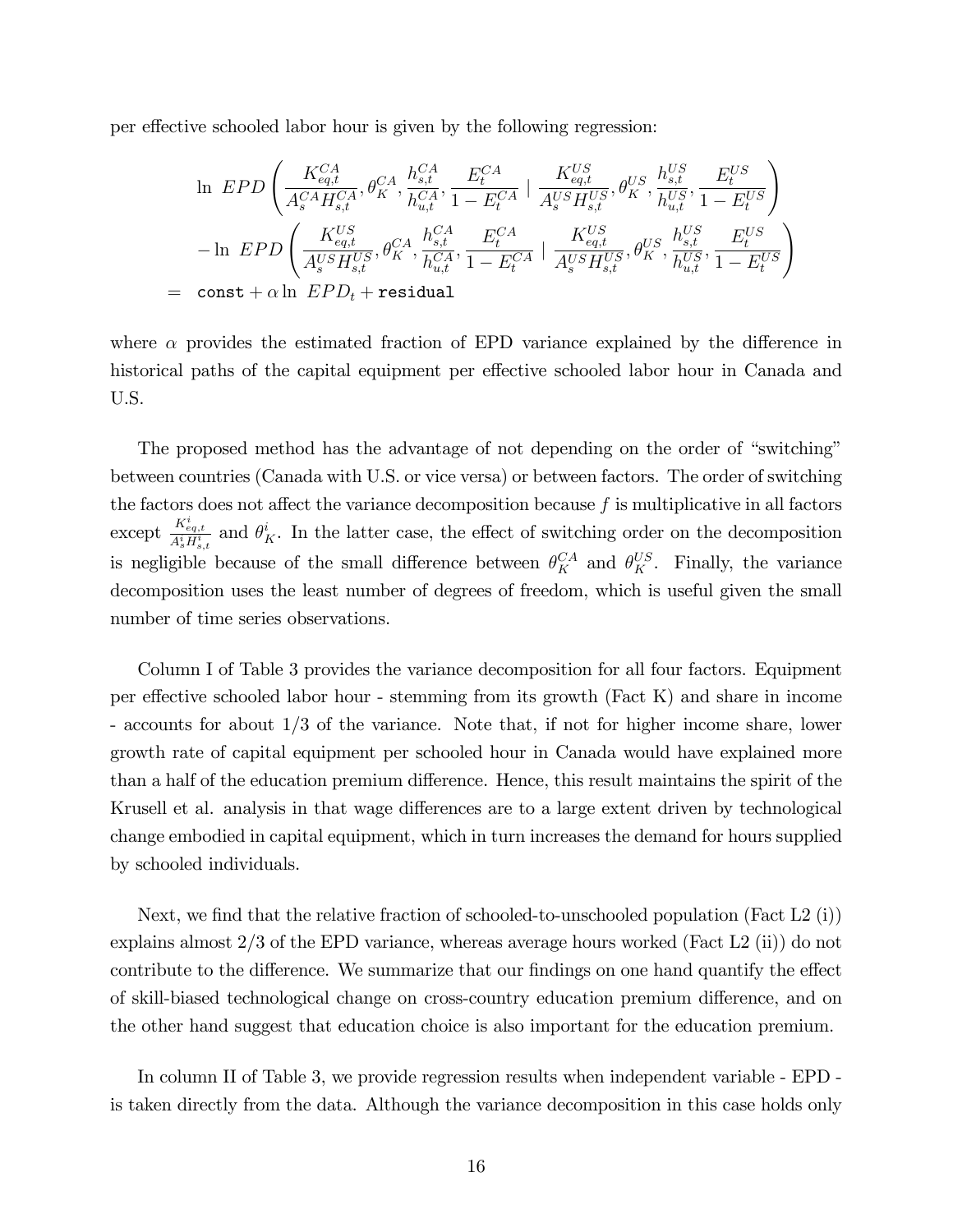per effective schooled labor hour is given by the following regression:

$$
\begin{aligned}
&\ln\ EPD\left(\frac{K_{eq,t}^{CA}}{A_s^{CA}H_{s,t}^{CA}},\theta_K^{CA},\frac{h_{s,t}^{CA}}{h_{u,t}^{CA}},\frac{E_t^{CA}}{1-E_t^{CA}}\mid\frac{K_{eq,t}^{US}}{A_s^{US}H_{s,t}^{US}},\theta_K^{US},\frac{h_{s,t}^{US}}{h_{u,t}^{US}},\frac{E_t^{US}}{1-E_t^{US}}\right)\\
&-\ln\ EPD\left(\frac{K_{eq,t}^{US}}{A_s^{US}H_{s,t}^{US}},\theta_K^{CA},\frac{h_{s,t}^{CA}}{h_{u,t}^{CA}},\frac{E_t^{CA}}{1-E_t^{CA}}\mid\frac{K_{eq,t}^{US}}{A_s^{US}H_{s,t}^{US}},\theta_K^{US},\frac{h_{s,t}^{US}}{h_{u,t}^{US}},\frac{E_t^{US}}{1-E_t^{US}}\right)\\
=\ &\texttt{const}+\alpha\ln\ EPD_t+\texttt{residual}
\end{aligned}
$$

where $\alpha$ provides the estimated fraction of EPD variance explained by the difference in historical paths of the capital equipment per effective schooled labor hour in Canada and U.S.

The proposed method has the advantage of not depending on the order of "switching" between countries (Canada with U.S. or vice versa) or between factors. The order of switching the factors does not affect the variance decomposition because $f$ is multiplicative in all factors except $\frac{K_{eq,t}^{i}}{A_s^{i}H_{s,t}^{i}}$ and $\theta_K^i$. In the latter case, the effect of switching order on the decomposition is negligible because of the small difference between $\theta_K^{CA}$ and $\theta_K^{US}$. Finally, the variance decomposition uses the least number of degrees of freedom, which is useful given the small number of time series observations.

Column I of Table 3 provides the variance decomposition for all four factors. Equipment per effective schooled labor hour - stemming from its growth (Fact K) and share in income - accounts for about 1/3 of the variance. Note that, if not for higher income share, lower growth rate of capital equipment per schooled hour in Canada would have explained more than a half of the education premium difference. Hence, this result maintains the spirit of the Krusell et al. analysis in that wage differences are to a large extent driven by technological change embodied in capital equipment, which in turn increases the demand for hours supplied by schooled individuals.

Next, we find that the relative fraction of schooled-to-unschooled population (Fact L2 (i)) explains almost 2/3 of the EPD variance, whereas average hours worked (Fact L2 (ii)) do not contribute to the difference. We summarize that our findings on one hand quantify the effect of skill-biased technological change on cross-country education premium difference, and on the other hand suggest that education choice is also important for the education premium.

In column II of Table 3, we provide regression results when independent variable - EPD - is taken directly from the data. Although the variance decomposition in this case holds only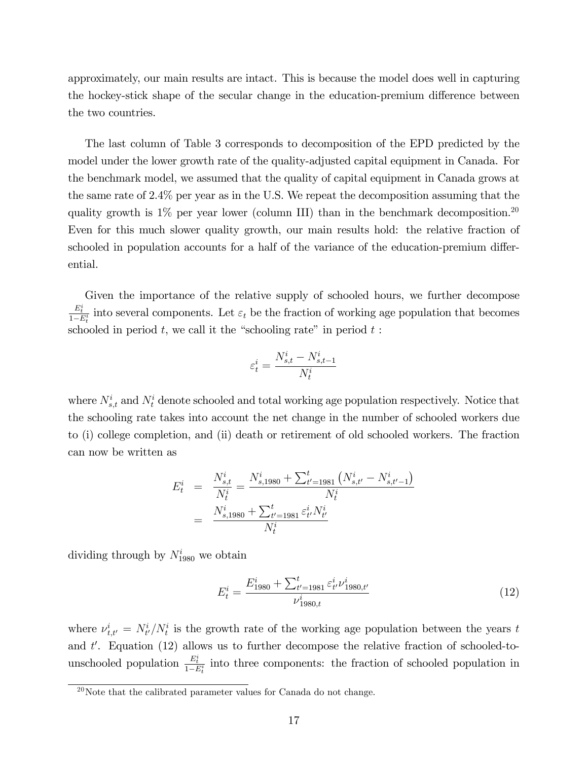approximately, our main results are intact. This is because the model does well in capturing the hockey-stick shape of the secular change in the education-premium difference between the two countries.

The last column of Table 3 corresponds to decomposition of the EPD predicted by the model under the lower growth rate of the quality-adjusted capital equipment in Canada. For the benchmark model, we assumed that the quality of capital equipment in Canada grows at the same rate of 2.4% per year as in the U.S. We repeat the decomposition assuming that the quality growth is 1% per year lower (column III) than in the benchmark decomposition.[20] Even for this much slower quality growth, our main results hold: the relative fraction of schooled in population accounts for a half of the variance of the education-premium differential.

Given the importance of the relative supply of schooled hours, we further decompose $\frac{E_t^i}{1-E_t^i}$ into several components. Let $\varepsilon_t$ be the fraction of working age population that becomes schooled in period $t$, we call it the "schooling rate" in period $t$ :

$$\varepsilon_t^i = \frac{N_{s,t}^i - N_{s,t-1}^i}{N_t^i}$$

where $N_{s,t}^i$ and $N_t^i$ denote schooled and total working age population respectively. Notice that the schooling rate takes into account the net change in the number of schooled workers due to (i) college completion, and (ii) death or retirement of old schooled workers. The fraction can now be written as

$$\begin{aligned}
E_t^i &= \frac{N_{s,t}^i}{N_t^i} = \frac{N_{s,1980}^i + \sum_{t'=1981}^{t} \left(N_{s,t'}^i - N_{s,t'-1}^i\right)}{N_t^i} \\
&= \frac{N_{s,1980}^i + \sum_{t'=1981}^{t} \varepsilon_{t'}^i N_{t'}^i}{N_t^i}
\end{aligned}$$

dividing through by $N_{1980}^i$ we obtain

$$E_t^i = \frac{E_{1980}^i + \sum_{t'=1981}^{t} \varepsilon_{t'}^i \nu_{1980,t'}^i}{\nu_{1980,t}^i} \tag{12}$$

where $\nu_{t,t'}^i = N_{t'}^i / N_t^i$ is the growth rate of the working age population between the years $t$ and $t'$. Equation (12) allows us to further decompose the relative fraction of schooled-to-unschooled population $\frac{E_t^i}{1-E_t^i}$ into three components: the fraction of schooled population in

[20] Note that the calibrated parameter values for Canada do not change.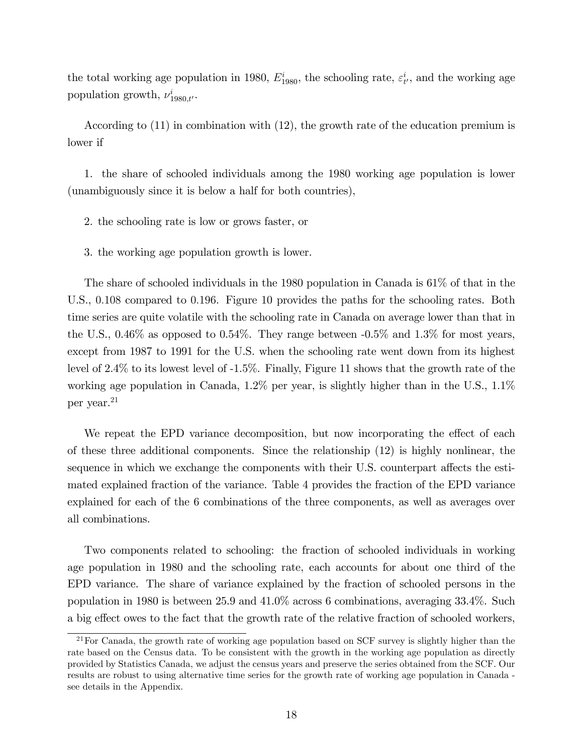the total working age population in 1980, $E^i_{1980}$, the schooling rate, $\varepsilon^i_{t'}$, and the working age population growth, $\nu^i_{1980,t'}$.

According to (11) in combination with (12), the growth rate of the education premium is lower if

1. the share of schooled individuals among the 1980 working age population is lower (unambiguously since it is below a half for both countries),

2. the schooling rate is low or grows faster, or

3. the working age population growth is lower.

The share of schooled individuals in the 1980 population in Canada is 61% of that in the U.S., 0.108 compared to 0.196. Figure 10 provides the paths for the schooling rates. Both time series are quite volatile with the schooling rate in Canada on average lower than that in the U.S., 0.46% as opposed to 0.54%. They range between -0.5% and 1.3% for most years, except from 1987 to 1991 for the U.S. when the schooling rate went down from its highest level of 2.4% to its lowest level of -1.5%. Finally, Figure 11 shows that the growth rate of the working age population in Canada, 1.2% per year, is slightly higher than in the U.S., 1.1% per year.[21]

We repeat the EPD variance decomposition, but now incorporating the effect of each of these three additional components. Since the relationship (12) is highly nonlinear, the sequence in which we exchange the components with their U.S. counterpart affects the estimated explained fraction of the variance. Table 4 provides the fraction of the EPD variance explained for each of the 6 combinations of the three components, as well as averages over all combinations.

Two components related to schooling: the fraction of schooled individuals in working age population in 1980 and the schooling rate, each accounts for about one third of the EPD variance. The share of variance explained by the fraction of schooled persons in the population in 1980 is between 25.9 and 41.0% across 6 combinations, averaging 33.4%. Such a big effect owes to the fact that the growth rate of the relative fraction of schooled workers,

[21] For Canada, the growth rate of working age population based on SCF survey is slightly higher than the rate based on the Census data. To be consistent with the growth in the working age population as directly provided by Statistics Canada, we adjust the census years and preserve the series obtained from the SCF. Our results are robust to using alternative time series for the growth rate of working age population in Canada - see details in the Appendix.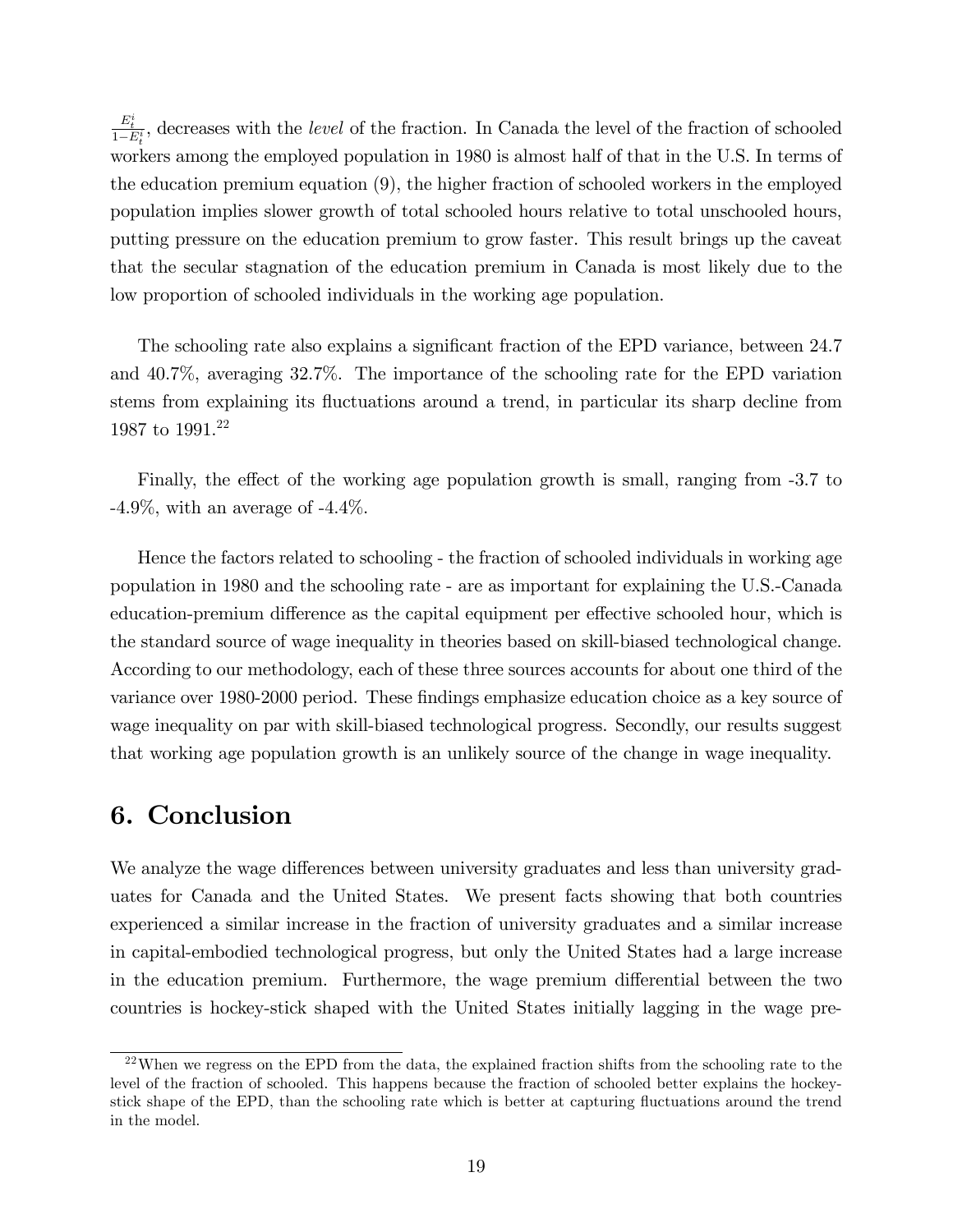$\frac{E_t^i}{1-E_t^i}$, decreases with the *level* of the fraction. In Canada the level of the fraction of schooled workers among the employed population in 1980 is almost half of that in the U.S. In terms of the education premium equation (9), the higher fraction of schooled workers in the employed population implies slower growth of total schooled hours relative to total unschooled hours, putting pressure on the education premium to grow faster. This result brings up the caveat that the secular stagnation of the education premium in Canada is most likely due to the low proportion of schooled individuals in the working age population.

The schooling rate also explains a significant fraction of the EPD variance, between 24.7 and 40.7%, averaging 32.7%. The importance of the schooling rate for the EPD variation stems from explaining its fluctuations around a trend, in particular its sharp decline from 1987 to 1991.[22]

Finally, the effect of the working age population growth is small, ranging from -3.7 to -4.9%, with an average of -4.4%.

Hence the factors related to schooling - the fraction of schooled individuals in working age population in 1980 and the schooling rate - are as important for explaining the U.S.-Canada education-premium difference as the capital equipment per effective schooled hour, which is the standard source of wage inequality in theories based on skill-biased technological change. According to our methodology, each of these three sources accounts for about one third of the variance over 1980-2000 period. These findings emphasize education choice as a key source of wage inequality on par with skill-biased technological progress. Secondly, our results suggest that working age population growth is an unlikely source of the change in wage inequality.

## 6. Conclusion

We analyze the wage differences between university graduates and less than university graduates for Canada and the United States. We present facts showing that both countries experienced a similar increase in the fraction of university graduates and a similar increase in capital-embodied technological progress, but only the United States had a large increase in the education premium. Furthermore, the wage premium differential between the two countries is hockey-stick shaped with the United States initially lagging in the wage pre-

[22]When we regress on the EPD from the data, the explained fraction shifts from the schooling rate to the level of the fraction of schooled. This happens because the fraction of schooled better explains the hockey-stick shape of the EPD, than the schooling rate which is better at capturing fluctuations around the trend in the model.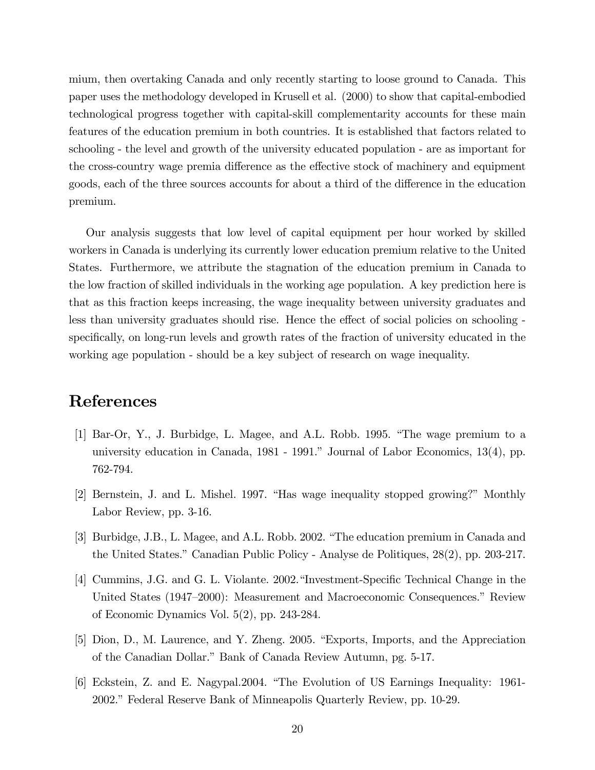mium, then overtaking Canada and only recently starting to loose ground to Canada. This paper uses the methodology developed in Krusell et al. (2000) to show that capital-embodied technological progress together with capital-skill complementarity accounts for these main features of the education premium in both countries. It is established that factors related to schooling - the level and growth of the university educated population - are as important for the cross-country wage premia difference as the effective stock of machinery and equipment goods, each of the three sources accounts for about a third of the difference in the education premium.

Our analysis suggests that low level of capital equipment per hour worked by skilled workers in Canada is underlying its currently lower education premium relative to the United States. Furthermore, we attribute the stagnation of the education premium in Canada to the low fraction of skilled individuals in the working age population. A key prediction here is that as this fraction keeps increasing, the wage inequality between university graduates and less than university graduates should rise. Hence the effect of social policies on schooling - specifically, on long-run levels and growth rates of the fraction of university educated in the working age population - should be a key subject of research on wage inequality.

# References

[1] Bar-Or, Y., J. Burbidge, L. Magee, and A.L. Robb. 1995. "The wage premium to a university education in Canada, 1981 - 1991." Journal of Labor Economics, 13(4), pp. 762-794.

[2] Bernstein, J. and L. Mishel. 1997. "Has wage inequality stopped growing?" Monthly Labor Review, pp. 3-16.

[3] Burbidge, J.B., L. Magee, and A.L. Robb. 2002. "The education premium in Canada and the United States." Canadian Public Policy - Analyse de Politiques, 28(2), pp. 203-217.

[4] Cummins, J.G. and G. L. Violante. 2002."Investment-Specific Technical Change in the United States (1947–2000): Measurement and Macroeconomic Consequences." Review of Economic Dynamics Vol. 5(2), pp. 243-284.

[5] Dion, D., M. Laurence, and Y. Zheng. 2005. "Exports, Imports, and the Appreciation of the Canadian Dollar." Bank of Canada Review Autumn, pg. 5-17.

[6] Eckstein, Z. and E. Nagypal.2004. "The Evolution of US Earnings Inequality: 1961-2002." Federal Reserve Bank of Minneapolis Quarterly Review, pp. 10-29.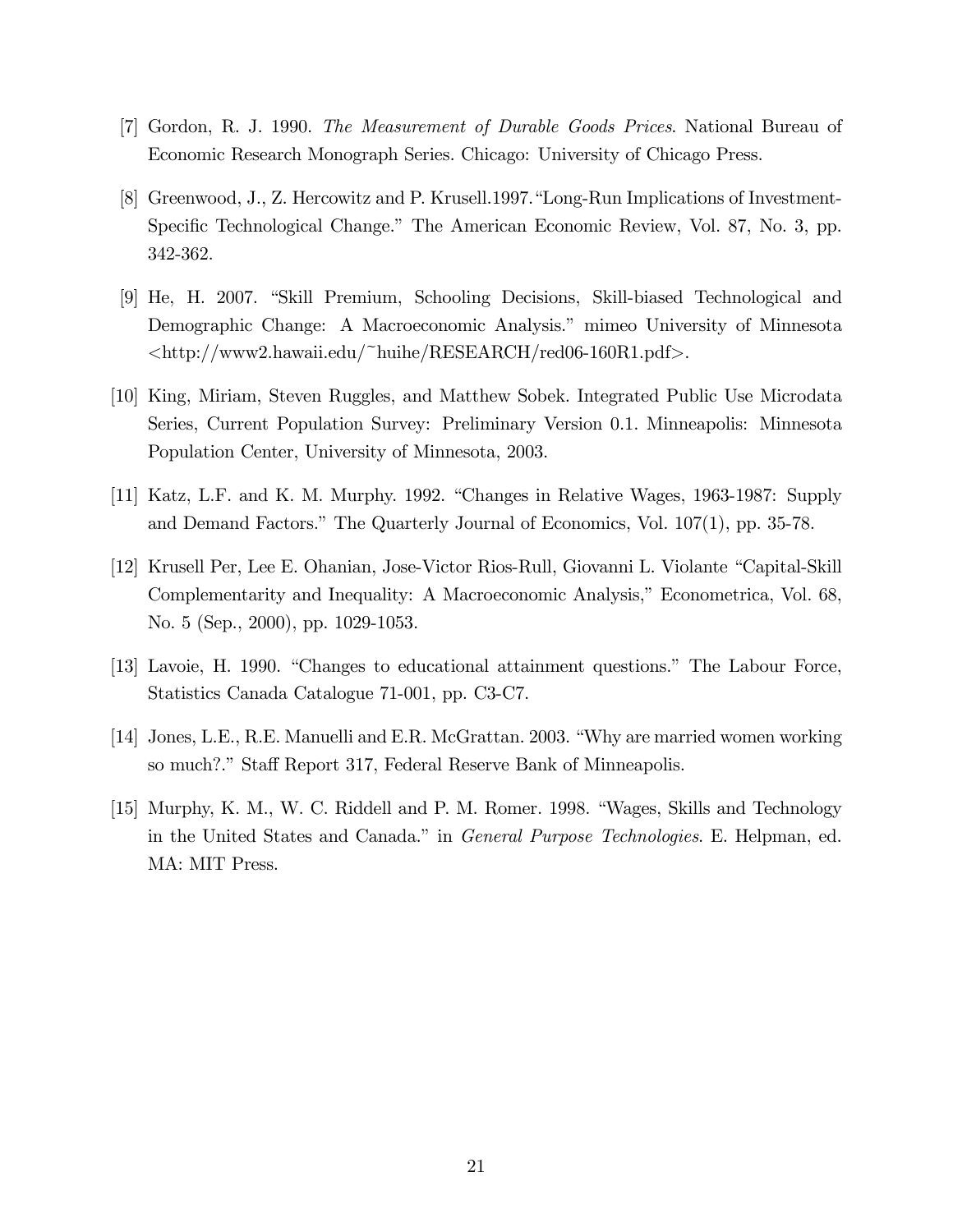[7] Gordon, R. J. 1990. *The Measurement of Durable Goods Prices*. National Bureau of Economic Research Monograph Series. Chicago: University of Chicago Press.

[8] Greenwood, J., Z. Hercowitz and P. Krusell.1997."Long-Run Implications of Investment-Specific Technological Change." The American Economic Review, Vol. 87, No. 3, pp. 342-362.

[9] He, H. 2007. "Skill Premium, Schooling Decisions, Skill-biased Technological and Demographic Change: A Macroeconomic Analysis." mimeo University of Minnesota <http://www2.hawaii.edu/~huihe/RESEARCH/red06-160R1.pdf>.

[10] King, Miriam, Steven Ruggles, and Matthew Sobek. Integrated Public Use Microdata Series, Current Population Survey: Preliminary Version 0.1. Minneapolis: Minnesota Population Center, University of Minnesota, 2003.

[11] Katz, L.F. and K. M. Murphy. 1992. "Changes in Relative Wages, 1963-1987: Supply and Demand Factors." The Quarterly Journal of Economics, Vol. 107(1), pp. 35-78.

[12] Krusell Per, Lee E. Ohanian, Jose-Victor Rios-Rull, Giovanni L. Violante "Capital-Skill Complementarity and Inequality: A Macroeconomic Analysis," Econometrica, Vol. 68, No. 5 (Sep., 2000), pp. 1029-1053.

[13] Lavoie, H. 1990. "Changes to educational attainment questions." The Labour Force, Statistics Canada Catalogue 71-001, pp. C3-C7.

[14] Jones, L.E., R.E. Manuelli and E.R. McGrattan. 2003. "Why are married women working so much?." Staff Report 317, Federal Reserve Bank of Minneapolis.

[15] Murphy, K. M., W. C. Riddell and P. M. Romer. 1998. "Wages, Skills and Technology in the United States and Canada." in *General Purpose Technologies*. E. Helpman, ed. MA: MIT Press.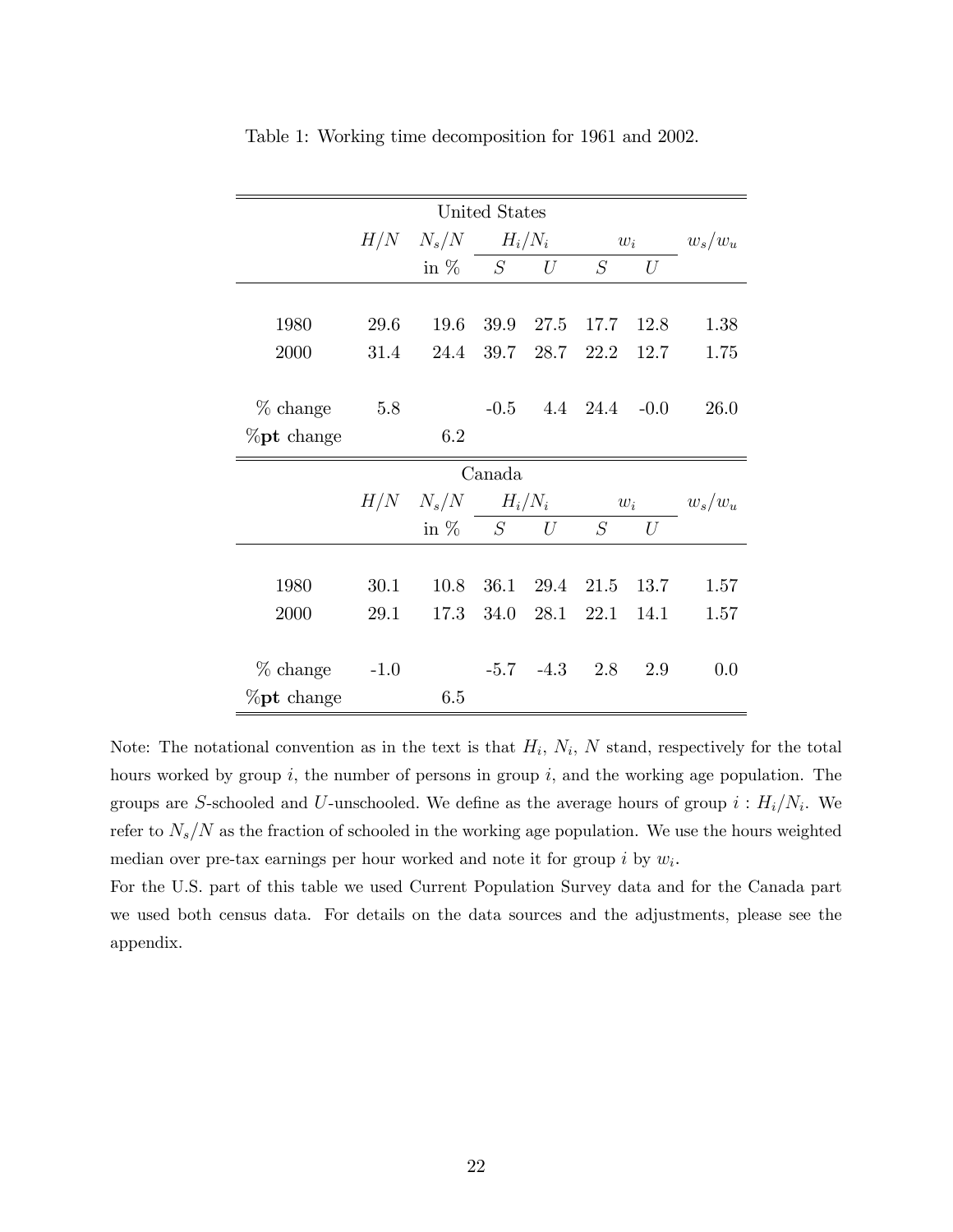Table 1: Working time decomposition for 1961 and 2002.

| United States | | | | | | | |
|---|---|---|---|---|---|---|---|
| | $H/N$ | $N_s/N$ | $H_i/N_i$ | | $w_i$ | | $w_s/w_u$ |
| | | in % | $S$ | $U$ | $S$ | $U$ | |
| 1980 | 29.6 | 19.6 | 39.9 | 27.5 | 17.7 | 12.8 | 1.38 |
| 2000 | 31.4 | 24.4 | 39.7 | 28.7 | 22.2 | 12.7 | 1.75 |
| % change | 5.8 | | -0.5 | 4.4 | 24.4 | -0.0 | 26.0 |
| %**pt** change | | 6.2 | | | | | |

| Canada | | | | | | | |
|---|---|---|---|---|---|---|---|
| | $H/N$ | $N_s/N$ | $H_i/N_i$ | | $w_i$ | | $w_s/w_u$ |
| | | in % | $S$ | $U$ | $S$ | $U$ | |
| 1980 | 30.1 | 10.8 | 36.1 | 29.4 | 21.5 | 13.7 | 1.57 |
| 2000 | 29.1 | 17.3 | 34.0 | 28.1 | 22.1 | 14.1 | 1.57 |
| % change | -1.0 | | -5.7 | -4.3 | 2.8 | 2.9 | 0.0 |
| %**pt** change | | 6.5 | | | | | |

Note: The notational convention as in the text is that $H_i$, $N_i$, $N$ stand, respectively for the total hours worked by group $i$, the number of persons in group $i$, and the working age population. The groups are $S$-schooled and $U$-unschooled. We define as the average hours of group $i$ : $H_i/N_i$. We refer to $N_s/N$ as the fraction of schooled in the working age population. We use the hours weighted median over pre-tax earnings per hour worked and note it for group $i$ by $w_i$.

For the U.S. part of this table we used Current Population Survey data and for the Canada part we used both census data. For details on the data sources and the adjustments, please see the appendix.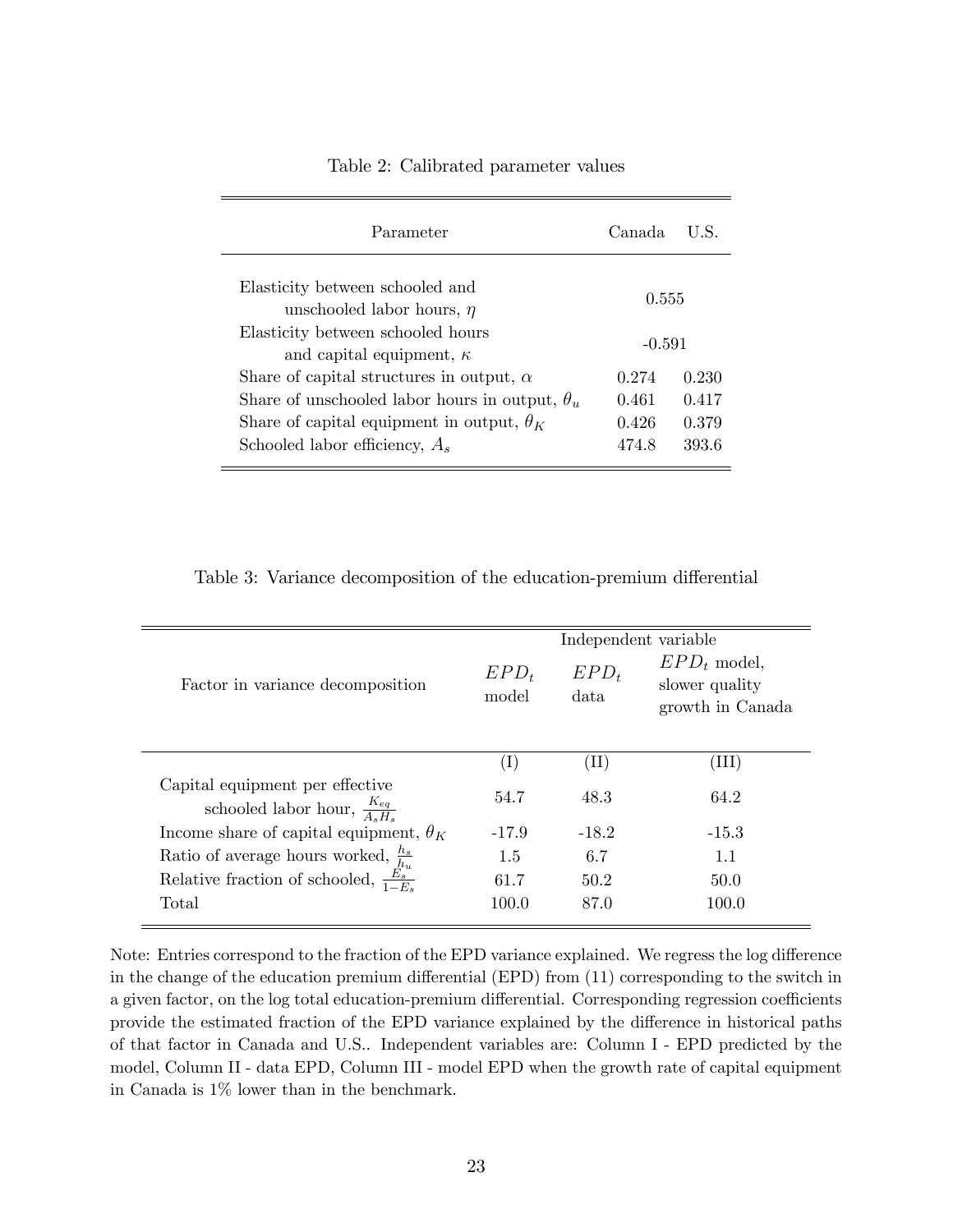Table 2: Calibrated parameter values

| Parameter | Canada | U.S. |
|---|---|---|
| Elasticity between schooled and unschooled labor hours, $\eta$ | 0.555 | |
| Elasticity between schooled hours and capital equipment, $\kappa$ | -0.591 | |
| Share of capital structures in output, $\alpha$ | 0.274 | 0.230 |
| Share of unschooled labor hours in output, $\theta_u$ | 0.461 | 0.417 |
| Share of capital equipment in output, $\theta_K$ | 0.426 | 0.379 |
| Schooled labor efficiency, $A_s$ | 474.8 | 393.6 |

Table 3: Variance decomposition of the education-premium differential

| Factor in variance decomposition | Independent variable | | |
|---|---|---|---|
| | $EPD_t$ model | $EPD_t$ data | $EPD_t$ model, slower quality growth in Canada |
| | (I) | (II) | (III) |
| Capital equipment per effective schooled labor hour, $\frac{K_{eq}}{A_s H_s}$ | 54.7 | 48.3 | 64.2 |
| Income share of capital equipment, $\theta_K$ | -17.9 | -18.2 | -15.3 |
| Ratio of average hours worked, $\frac{h_s}{h_u}$ | 1.5 | 6.7 | 1.1 |
| Relative fraction of schooled, $\frac{E_s}{1-E_s}$ | 61.7 | 50.2 | 50.0 |
| Total | 100.0 | 87.0 | 100.0 |

Note: Entries correspond to the fraction of the EPD variance explained. We regress the log difference in the change of the education premium differential (EPD) from (11) corresponding to the switch in a given factor, on the log total education-premium differential. Corresponding regression coefficients provide the estimated fraction of the EPD variance explained by the difference in historical paths of that factor in Canada and U.S.. Independent variables are: Column I - EPD predicted by the model, Column II - data EPD, Column III - model EPD when the growth rate of capital equipment in Canada is 1% lower than in the benchmark.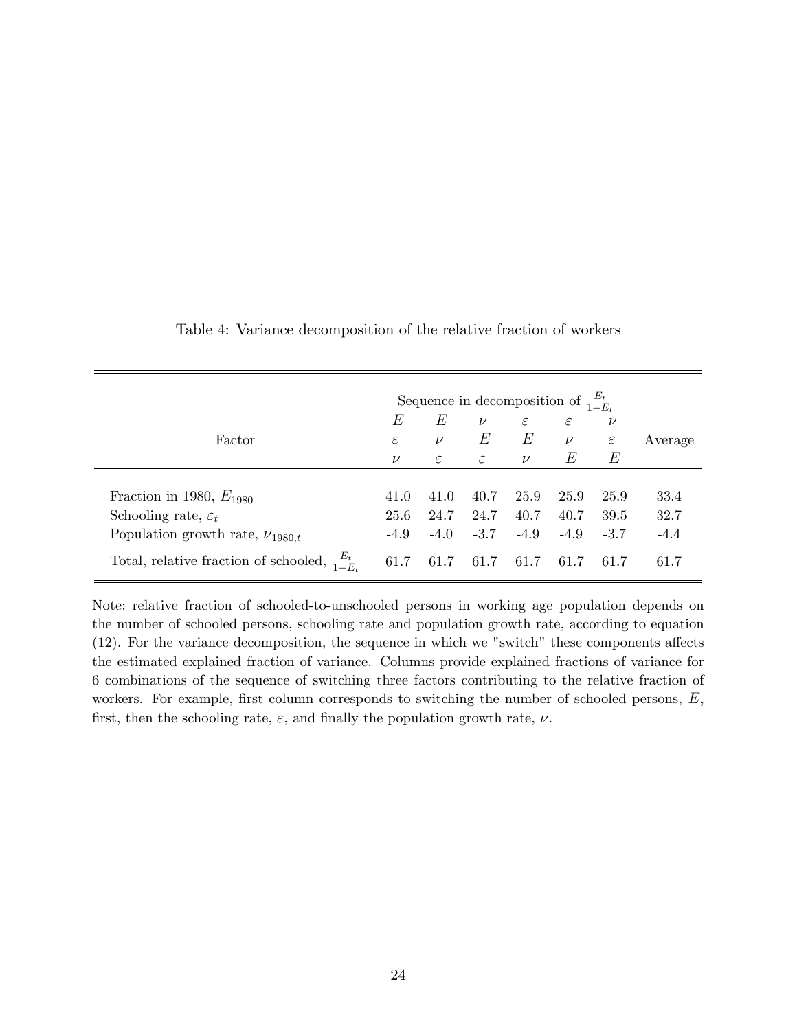Table 4: Variance decomposition of the relative fraction of workers

| Factor | Sequence in decomposition of $\frac{E_t}{1-E_t}$ | | | | | | Average |
|---|---|---|---|---|---|---|---|
| | $E$ | $E$ | $\nu$ | $\varepsilon$ | $\varepsilon$ | $\nu$ | |
| | $\varepsilon$ | $\nu$ | $E$ | $E$ | $\nu$ | $\varepsilon$ | |
| | $\nu$ | $\varepsilon$ | $\varepsilon$ | $\nu$ | $E$ | $E$ | |
| Fraction in 1980, $E_{1980}$ | 41.0 | 41.0 | 40.7 | 25.9 | 25.9 | 25.9 | 33.4 |
| Schooling rate, $\varepsilon_t$ | 25.6 | 24.7 | 24.7 | 40.7 | 40.7 | 39.5 | 32.7 |
| Population growth rate, $\nu_{1980,t}$ | -4.9 | -4.0 | -3.7 | -4.9 | -4.9 | -3.7 | -4.4 |
| Total, relative fraction of schooled, $\frac{E_t}{1-E_t}$ | 61.7 | 61.7 | 61.7 | 61.7 | 61.7 | 61.7 | 61.7 |

Note: relative fraction of schooled-to-unschooled persons in working age population depends on the number of schooled persons, schooling rate and population growth rate, according to equation (12). For the variance decomposition, the sequence in which we "switch" these components affects the estimated explained fraction of variance. Columns provide explained fractions of variance for 6 combinations of the sequence of switching three factors contributing to the relative fraction of workers. For example, first column corresponds to switching the number of schooled persons, $E$, first, then the schooling rate, $\varepsilon$, and finally the population growth rate, $\nu$.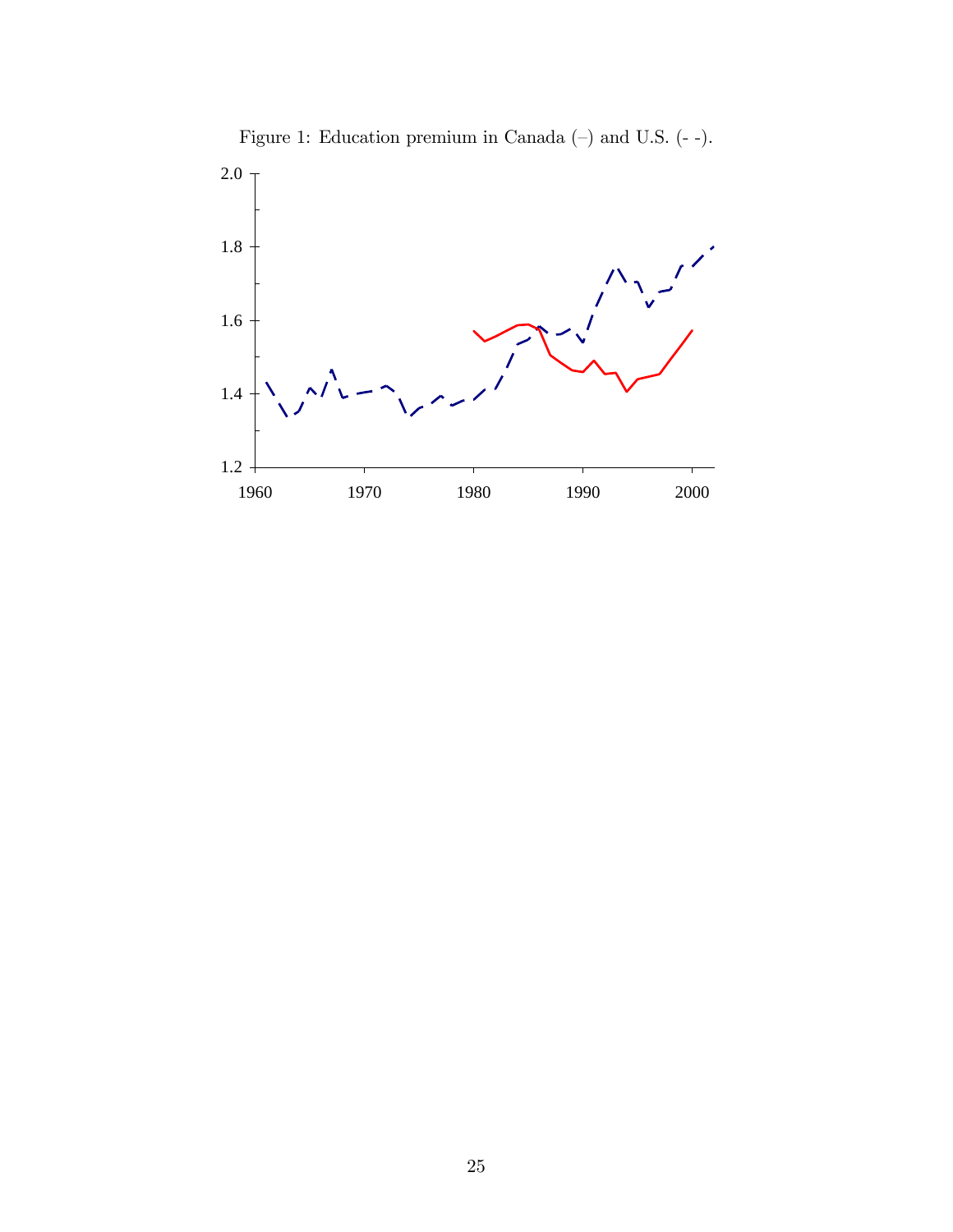Figure 1: Education premium in Canada (–) and U.S. (- -).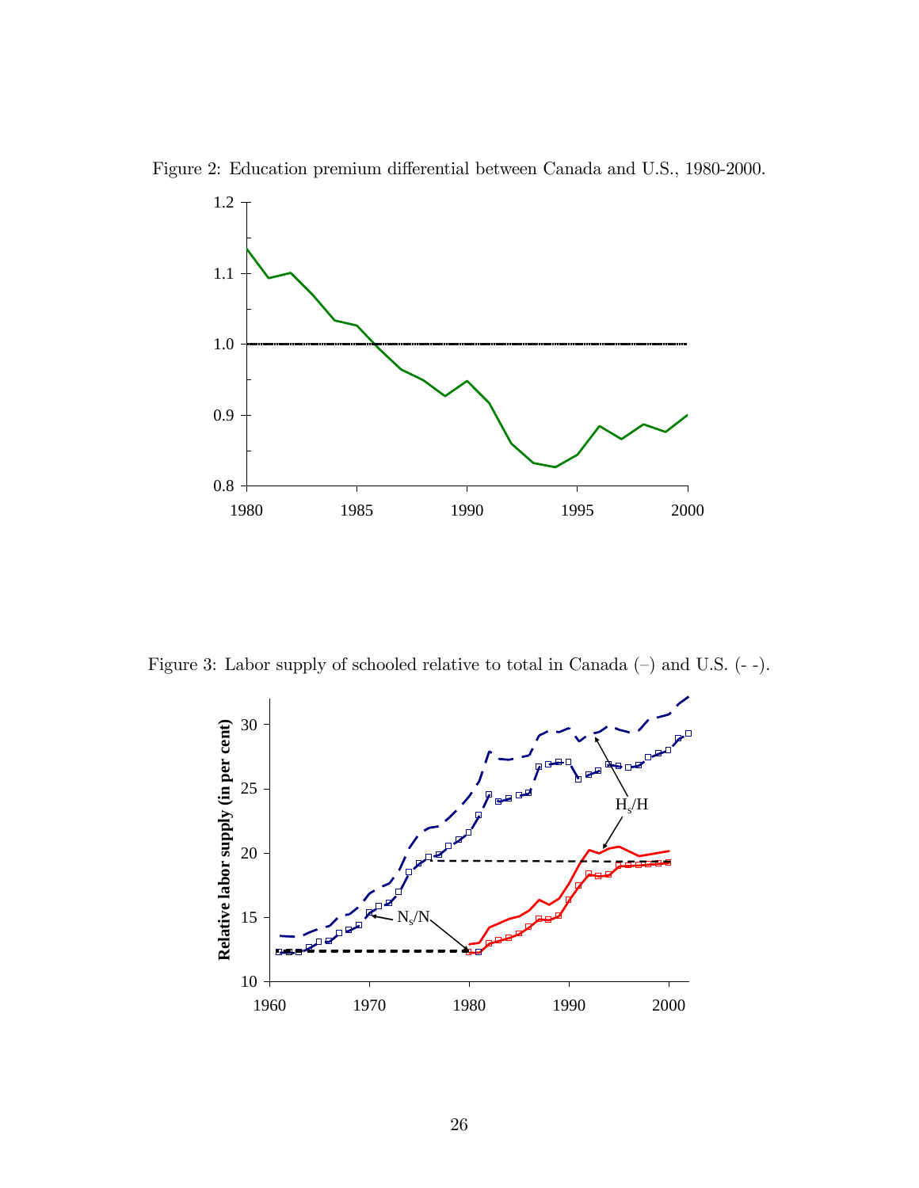Figure 2: Education premium differential between Canada and U.S., 1980-2000.

Figure 3: Labor supply of schooled relative to total in Canada (–) and U.S. (- -).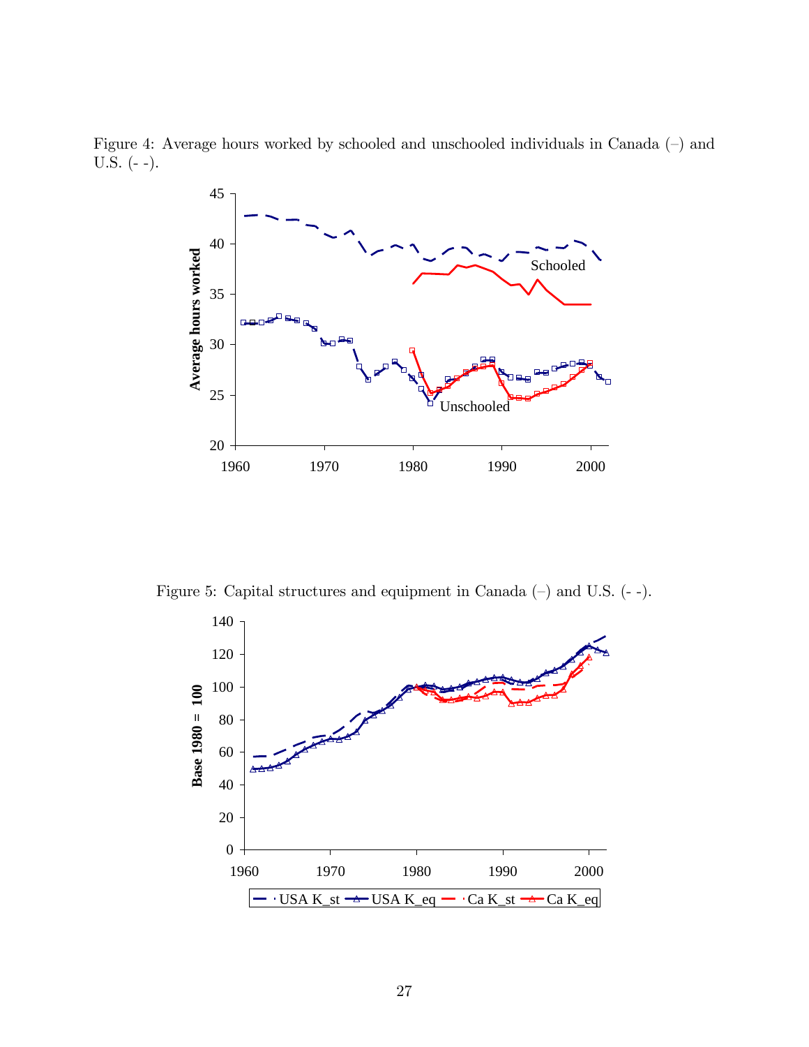Figure 4: Average hours worked by schooled and unschooled individuals in Canada (–) and U.S. (- -).

Figure 5: Capital structures and equipment in Canada (–) and U.S. (- -).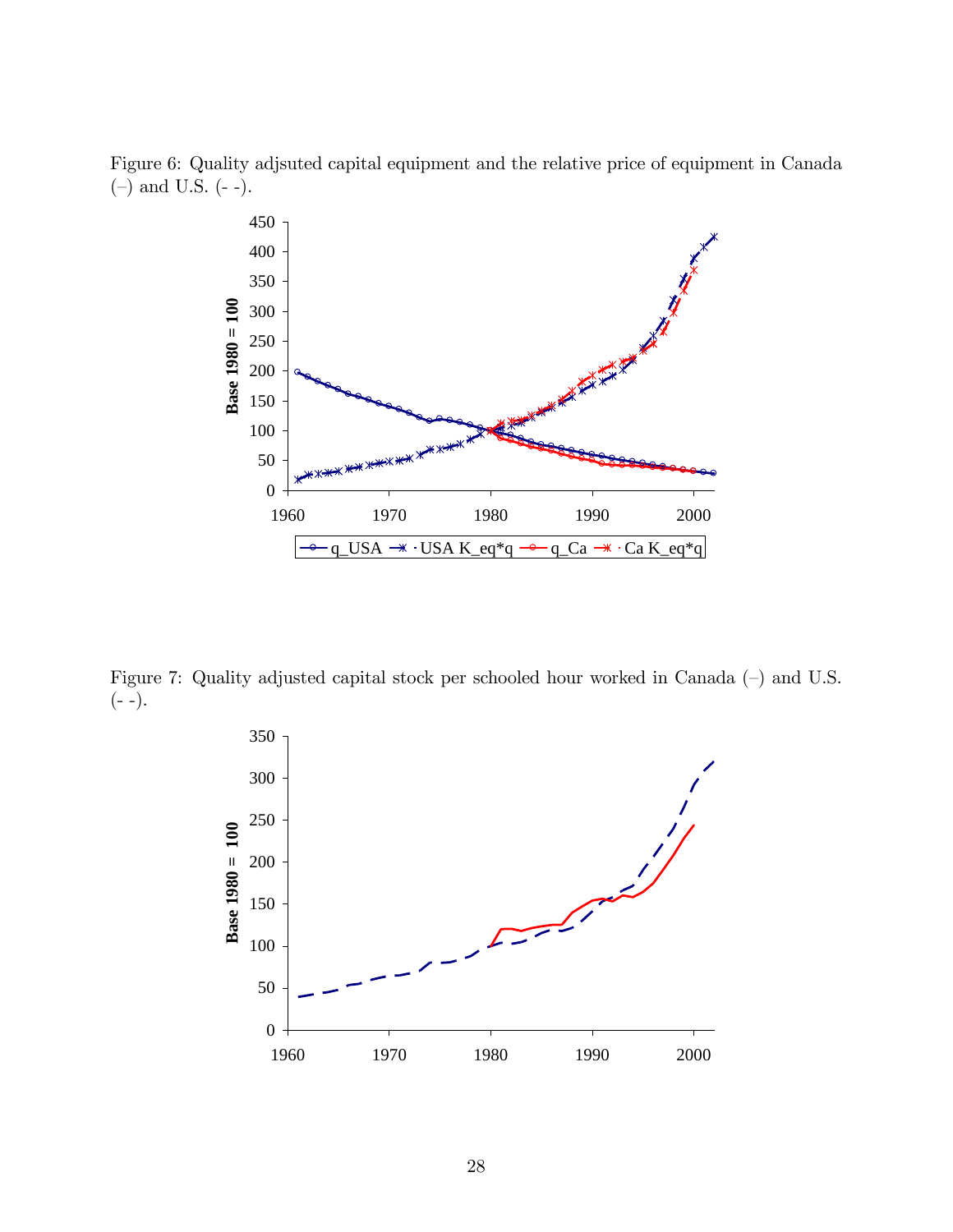Figure 6: Quality adjsuted capital equipment and the relative price of equipment in Canada (–) and U.S. (- -).

Figure 7: Quality adjusted capital stock per schooled hour worked in Canada (–) and U.S. (- -).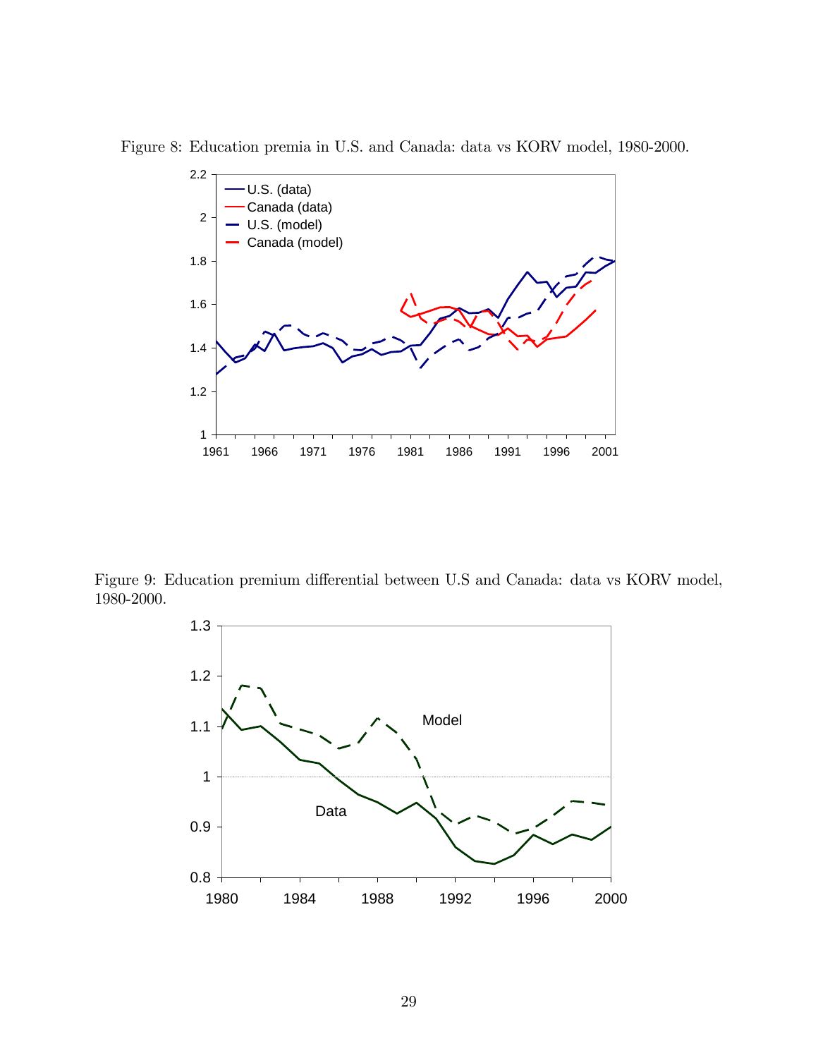Figure 8: Education premia in U.S. and Canada: data vs KORV model, 1980-2000.

Figure 9: Education premium differential between U.S and Canada: data vs KORV model, 1980-2000.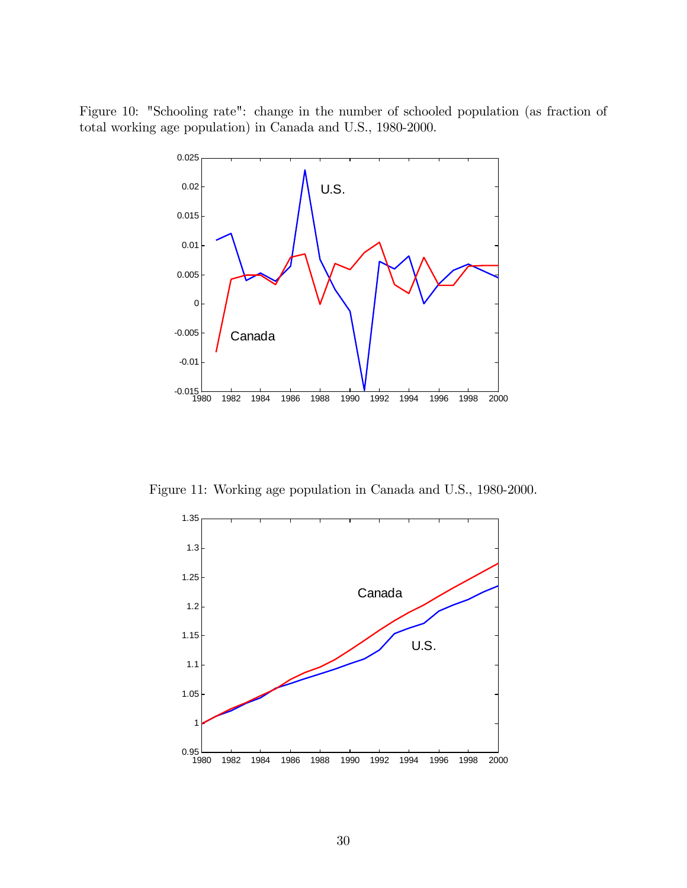Figure 10: "Schooling rate": change in the number of schooled population (as fraction of total working age population) in Canada and U.S., 1980-2000.

Figure 11: Working age population in Canada and U.S., 1980-2000.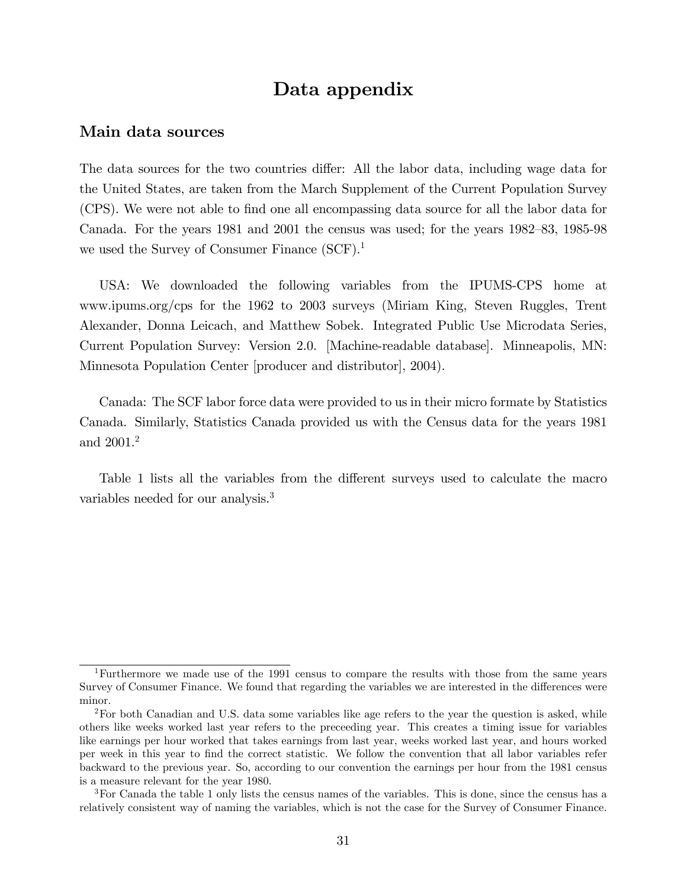# Data appendix

## Main data sources

The data sources for the two countries differ: All the labor data, including wage data for the United States, are taken from the March Supplement of the Current Population Survey (CPS). We were not able to find one all encompassing data source for all the labor data for Canada. For the years 1981 and 2001 the census was used; for the years 1982–83, 1985-98 we used the Survey of Consumer Finance (SCF).[1]

USA: We downloaded the following variables from the IPUMS-CPS home at www.ipums.org/cps for the 1962 to 2003 surveys (Miriam King, Steven Ruggles, Trent Alexander, Donna Leicach, and Matthew Sobek. Integrated Public Use Microdata Series, Current Population Survey: Version 2.0. [Machine-readable database]. Minneapolis, MN: Minnesota Population Center [producer and distributor], 2004).

Canada: The SCF labor force data were provided to us in their micro formate by Statistics Canada. Similarly, Statistics Canada provided us with the Census data for the years 1981 and 2001.[2]

Table 1 lists all the variables from the different surveys used to calculate the macro variables needed for our analysis.[3]

---

[1] Furthermore we made use of the 1991 census to compare the results with those from the same years Survey of Consumer Finance. We found that regarding the variables we are interested in the differences were minor.

[2] For both Canadian and U.S. data some variables like age refers to the year the question is asked, while others like weeks worked last year refers to the preceeding year. This creates a timing issue for variables like earnings per hour worked that takes earnings from last year, weeks worked last year, and hours worked per week in this year to find the correct statistic. We follow the convention that all labor variables refer backward to the previous year. So, according to our convention the earnings per hour from the 1981 census is a measure relevant for the year 1980.

[3] For Canada the table 1 only lists the census names of the variables. This is done, since the census has a relatively consistent way of naming the variables, which is not the case for the Survey of Consumer Finance.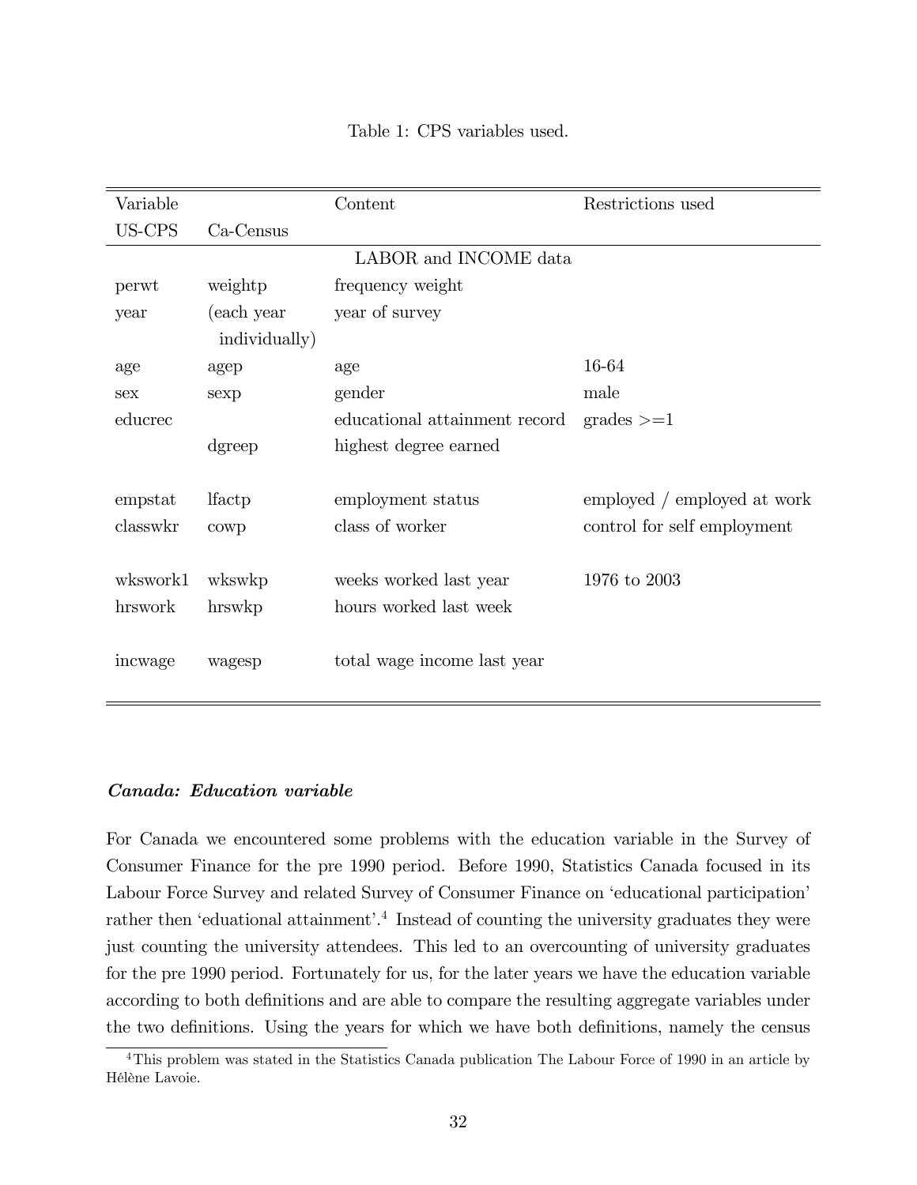Table 1: CPS variables used.

| Variable | | Content | Restrictions used |
|---|---|---|---|
| US-CPS | Ca-Census | | |
| | | LABOR and INCOME data | |
| perwt | weightp | frequency weight | |
| year | (each year individually) | year of survey | |
| age | agep | age | 16-64 |
| sex | sexp | gender | male |
| educrec | | educational attainment record | grades >=1 |
| | dgreep | highest degree earned | |
| empstat | lfactp | employment status | employed / employed at work |
| classwkr | cowp | class of worker | control for self employment |
| wkswork1 | wkswkp | weeks worked last year | 1976 to 2003 |
| hrswork | hrswkp | hours worked last week | |
| incwage | wagesp | total wage income last year | |

***Canada: Education variable***

For Canada we encountered some problems with the education variable in the Survey of Consumer Finance for the pre 1990 period. Before 1990, Statistics Canada focused in its Labour Force Survey and related Survey of Consumer Finance on 'educational participation' rather then 'eduational attainment'.[4] Instead of counting the university graduates they were just counting the university attendees. This led to an overcounting of university graduates for the pre 1990 period. Fortunately for us, for the later years we have the education variable according to both definitions and are able to compare the resulting aggregate variables under the two definitions. Using the years for which we have both definitions, namely the census

[4] This problem was stated in the Statistics Canada publication The Labour Force of 1990 in an article by Hélène Lavoie.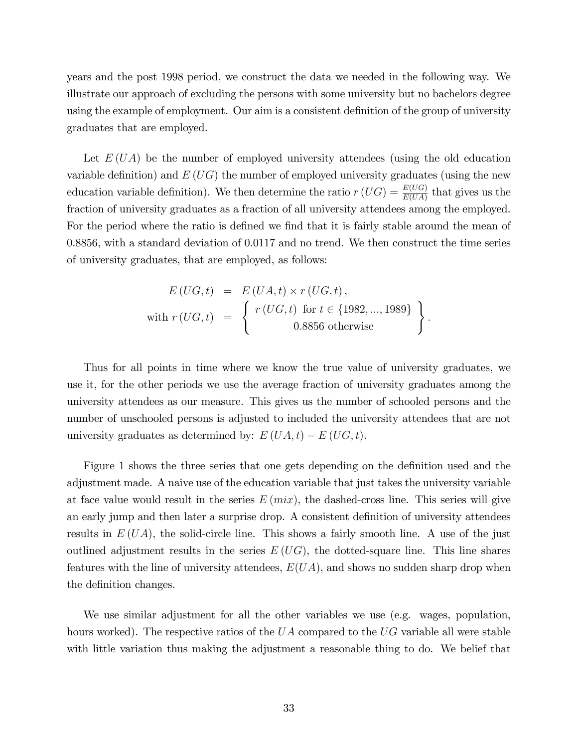years and the post 1998 period, we construct the data we needed in the following way. We illustrate our approach of excluding the persons with some university but no bachelors degree using the example of employment. Our aim is a consistent definition of the group of university graduates that are employed.

Let $E(UA)$ be the number of employed university attendees (using the old education variable definition) and $E(UG)$ the number of employed university graduates (using the new education variable definition). We then determine the ratio $r(UG) = \frac{E(UG)}{E(UA)}$ that gives us the fraction of university graduates as a fraction of all university attendees among the employed. For the period where the ratio is defined we find that it is fairly stable around the mean of 0.8856, with a standard deviation of 0.0117 and no trend. We then construct the time series of university graduates, that are employed, as follows:

$$
\begin{aligned}
E(UG,t) &= E(UA,t) \times r(UG,t), \\
\text{with } r(UG,t) &= \left\{ \begin{array}{c} r(UG,t) \;\text{ for } t \in \{1982, ..., 1989\} \\ 0.8856 \text{ otherwise} \end{array} \right\}.
\end{aligned}
$$

Thus for all points in time where we know the true value of university graduates, we use it, for the other periods we use the average fraction of university graduates among the university attendees as our measure. This gives us the number of schooled persons and the number of unschooled persons is adjusted to included the university attendees that are not university graduates as determined by: $E(UA,t) - E(UG,t)$.

Figure 1 shows the three series that one gets depending on the definition used and the adjustment made. A naive use of the education variable that just takes the university variable at face value would result in the series $E(mix)$, the dashed-cross line. This series will give an early jump and then later a surprise drop. A consistent definition of university attendees results in $E(UA)$, the solid-circle line. This shows a fairly smooth line. A use of the just outlined adjustment results in the series $E(UG)$, the dotted-square line. This line shares features with the line of university attendees, $E(UA)$, and shows no sudden sharp drop when the definition changes.

We use similar adjustment for all the other variables we use (e.g. wages, population, hours worked). The respective ratios of the $UA$ compared to the $UG$ variable all were stable with little variation thus making the adjustment a reasonable thing to do. We belief that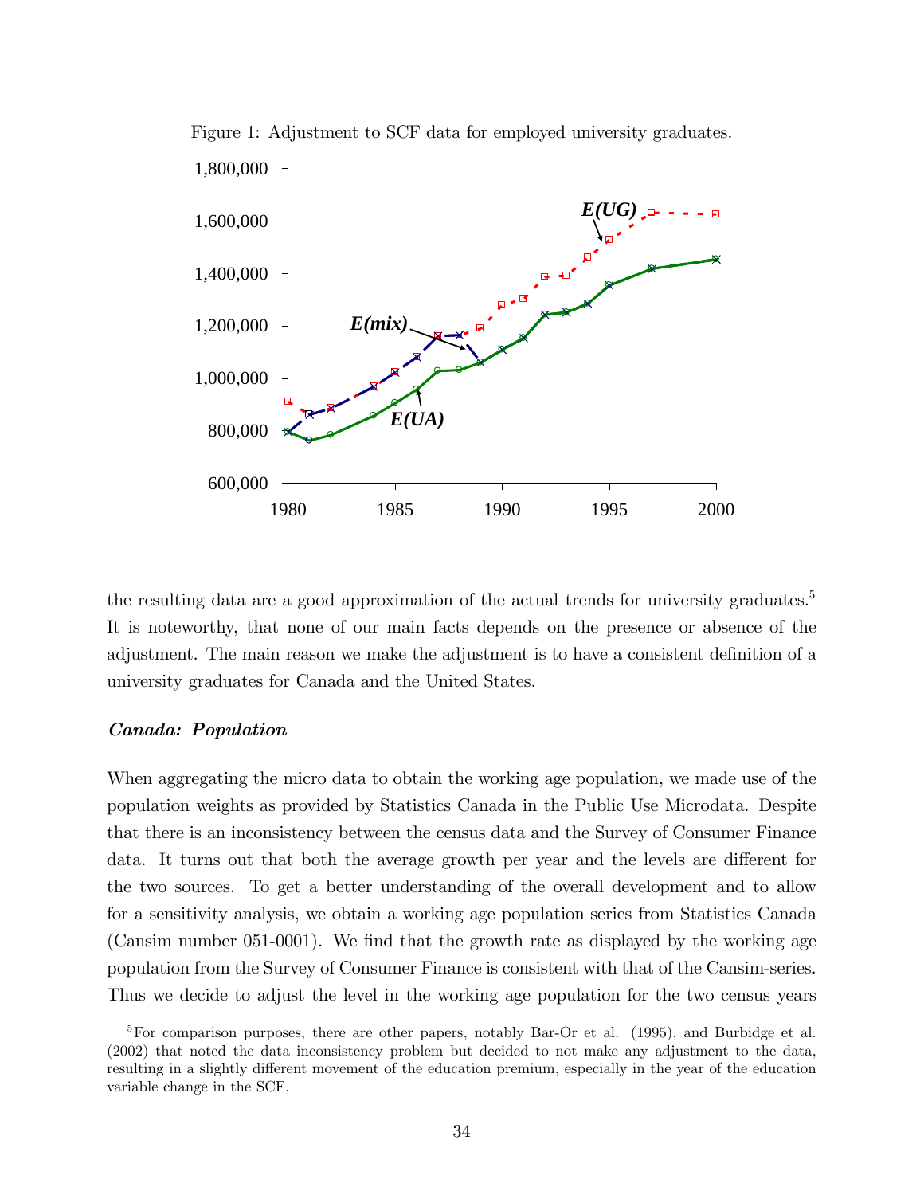Figure 1: Adjustment to SCF data for employed university graduates.

the resulting data are a good approximation of the actual trends for university graduates.[5] It is noteworthy, that none of our main facts depends on the presence or absence of the adjustment. The main reason we make the adjustment is to have a consistent definition of a university graduates for Canada and the United States.

***Canada: Population***

When aggregating the micro data to obtain the working age population, we made use of the population weights as provided by Statistics Canada in the Public Use Microdata. Despite that there is an inconsistency between the census data and the Survey of Consumer Finance data. It turns out that both the average growth per year and the levels are different for the two sources. To get a better understanding of the overall development and to allow for a sensitivity analysis, we obtain a working age population series from Statistics Canada (Cansim number 051-0001). We find that the growth rate as displayed by the working age population from the Survey of Consumer Finance is consistent with that of the Cansim-series. Thus we decide to adjust the level in the working age population for the two census years

[5] For comparison purposes, there are other papers, notably Bar-Or et al. (1995), and Burbidge et al. (2002) that noted the data inconsistency problem but decided to not make any adjustment to the data, resulting in a slightly different movement of the education premium, especially in the year of the education variable change in the SCF.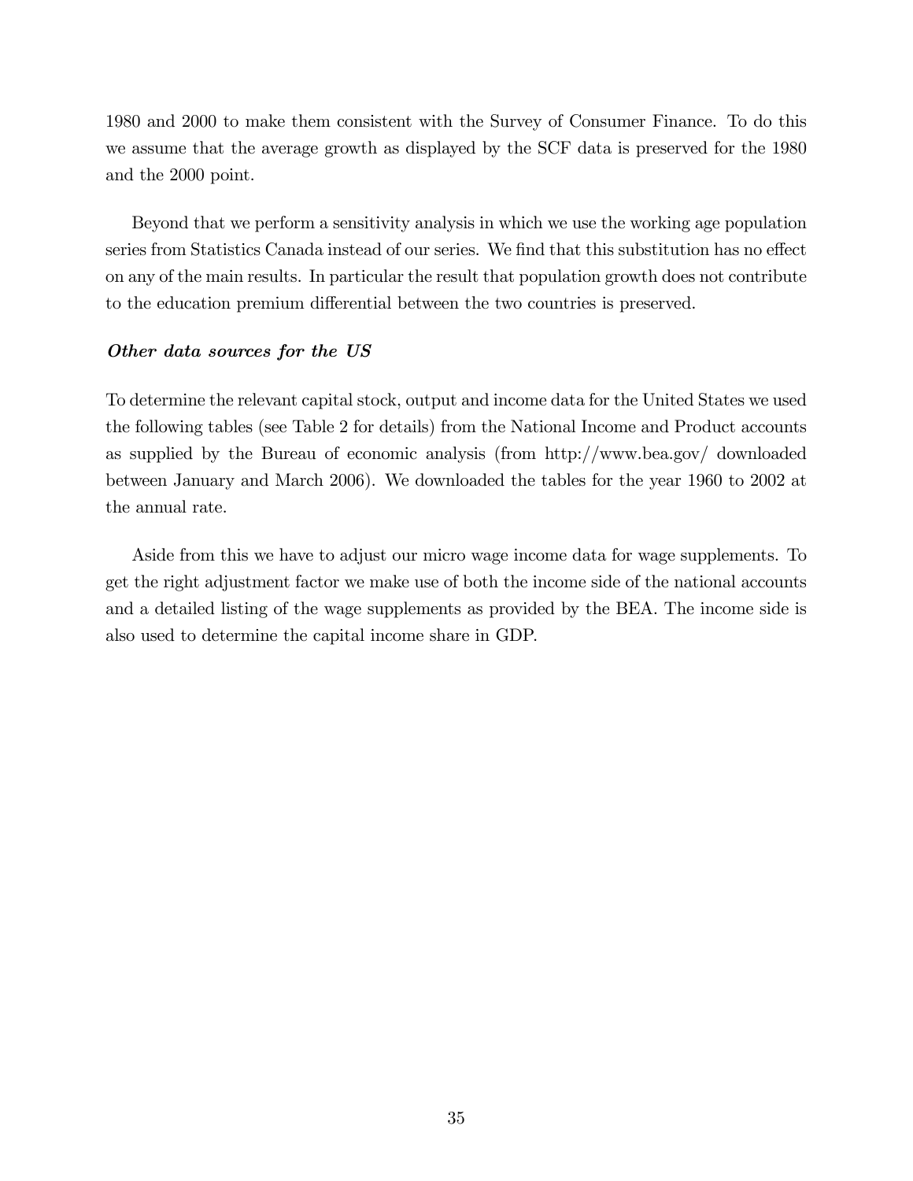1980 and 2000 to make them consistent with the Survey of Consumer Finance. To do this we assume that the average growth as displayed by the SCF data is preserved for the 1980 and the 2000 point.

Beyond that we perform a sensitivity analysis in which we use the working age population series from Statistics Canada instead of our series. We find that this substitution has no effect on any of the main results. In particular the result that population growth does not contribute to the education premium differential between the two countries is preserved.

***Other data sources for the US***

To determine the relevant capital stock, output and income data for the United States we used the following tables (see Table 2 for details) from the National Income and Product accounts as supplied by the Bureau of economic analysis (from http://www.bea.gov/ downloaded between January and March 2006). We downloaded the tables for the year 1960 to 2002 at the annual rate.

Aside from this we have to adjust our micro wage income data for wage supplements. To get the right adjustment factor we make use of both the income side of the national accounts and a detailed listing of the wage supplements as provided by the BEA. The income side is also used to determine the capital income share in GDP.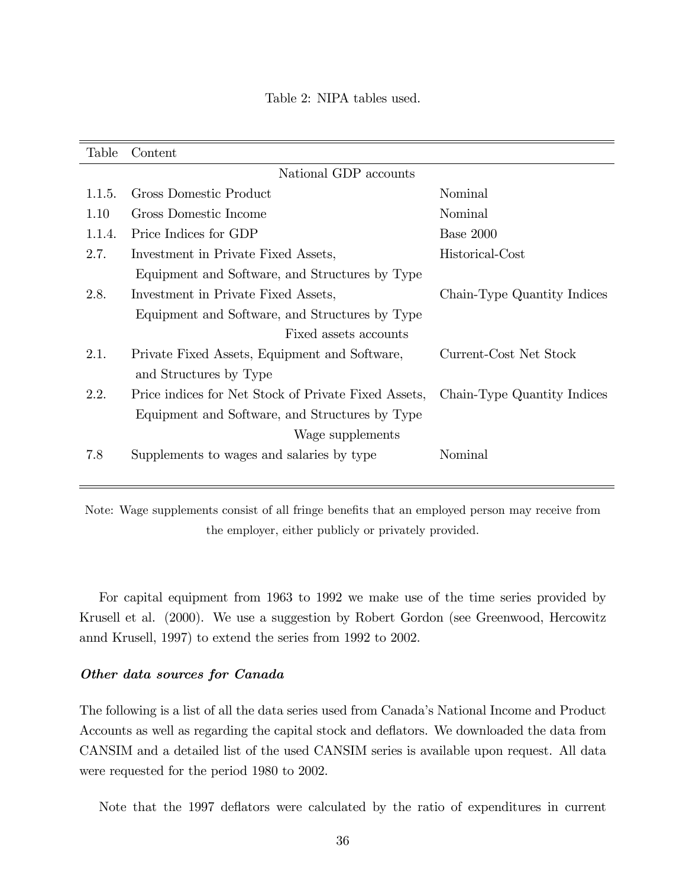Table 2: NIPA tables used.

| Table | Content | |
|---|---|---|
| | National GDP accounts | |
| 1.1.5. | Gross Domestic Product | Nominal |
| 1.10 | Gross Domestic Income | Nominal |
| 1.1.4. | Price Indices for GDP | Base 2000 |
| 2.7. | Investment in Private Fixed Assets, Equipment and Software, and Structures by Type | Historical-Cost |
| 2.8. | Investment in Private Fixed Assets, Equipment and Software, and Structures by Type | Chain-Type Quantity Indices |
| | Fixed assets accounts | |
| 2.1. | Private Fixed Assets, Equipment and Software, and Structures by Type | Current-Cost Net Stock |
| 2.2. | Price indices for Net Stock of Private Fixed Assets, Equipment and Software, and Structures by Type | Chain-Type Quantity Indices |
| | Wage supplements | |
| 7.8 | Supplements to wages and salaries by type | Nominal |

Note: Wage supplements consist of all fringe benefits that an employed person may receive from the employer, either publicly or privately provided.

For capital equipment from 1963 to 1992 we make use of the time series provided by Krusell et al. (2000). We use a suggestion by Robert Gordon (see Greenwood, Hercowitz annd Krusell, 1997) to extend the series from 1992 to 2002.

***Other data sources for Canada***

The following is a list of all the data series used from Canada's National Income and Product Accounts as well as regarding the capital stock and deflators. We downloaded the data from CANSIM and a detailed list of the used CANSIM series is available upon request. All data were requested for the period 1980 to 2002.

Note that the 1997 deflators were calculated by the ratio of expenditures in current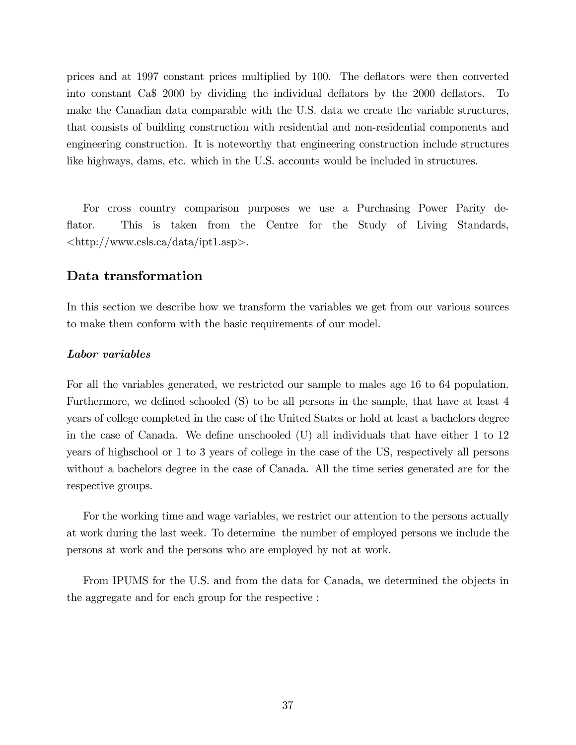prices and at 1997 constant prices multiplied by 100. The deflators were then converted into constant Ca$ 2000 by dividing the individual deflators by the 2000 deflators. To make the Canadian data comparable with the U.S. data we create the variable structures, that consists of building construction with residential and non-residential components and engineering construction. It is noteworthy that engineering construction include structures like highways, dams, etc. which in the U.S. accounts would be included in structures.

For cross country comparison purposes we use a Purchasing Power Parity deflator. This is taken from the Centre for the Study of Living Standards, <http://www.csls.ca/data/ipt1.asp>.

## Data transformation

In this section we describe how we transform the variables we get from our various sources to make them conform with the basic requirements of our model.

### *Labor variables*

For all the variables generated, we restricted our sample to males age 16 to 64 population. Furthermore, we defined schooled (S) to be all persons in the sample, that have at least 4 years of college completed in the case of the United States or hold at least a bachelors degree in the case of Canada. We define unschooled (U) all individuals that have either 1 to 12 years of highschool or 1 to 3 years of college in the case of the US, respectively all persons without a bachelors degree in the case of Canada. All the time series generated are for the respective groups.

For the working time and wage variables, we restrict our attention to the persons actually at work during the last week. To determine the number of employed persons we include the persons at work and the persons who are employed by not at work.

From IPUMS for the U.S. and from the data for Canada, we determined the objects in the aggregate and for each group for the respective :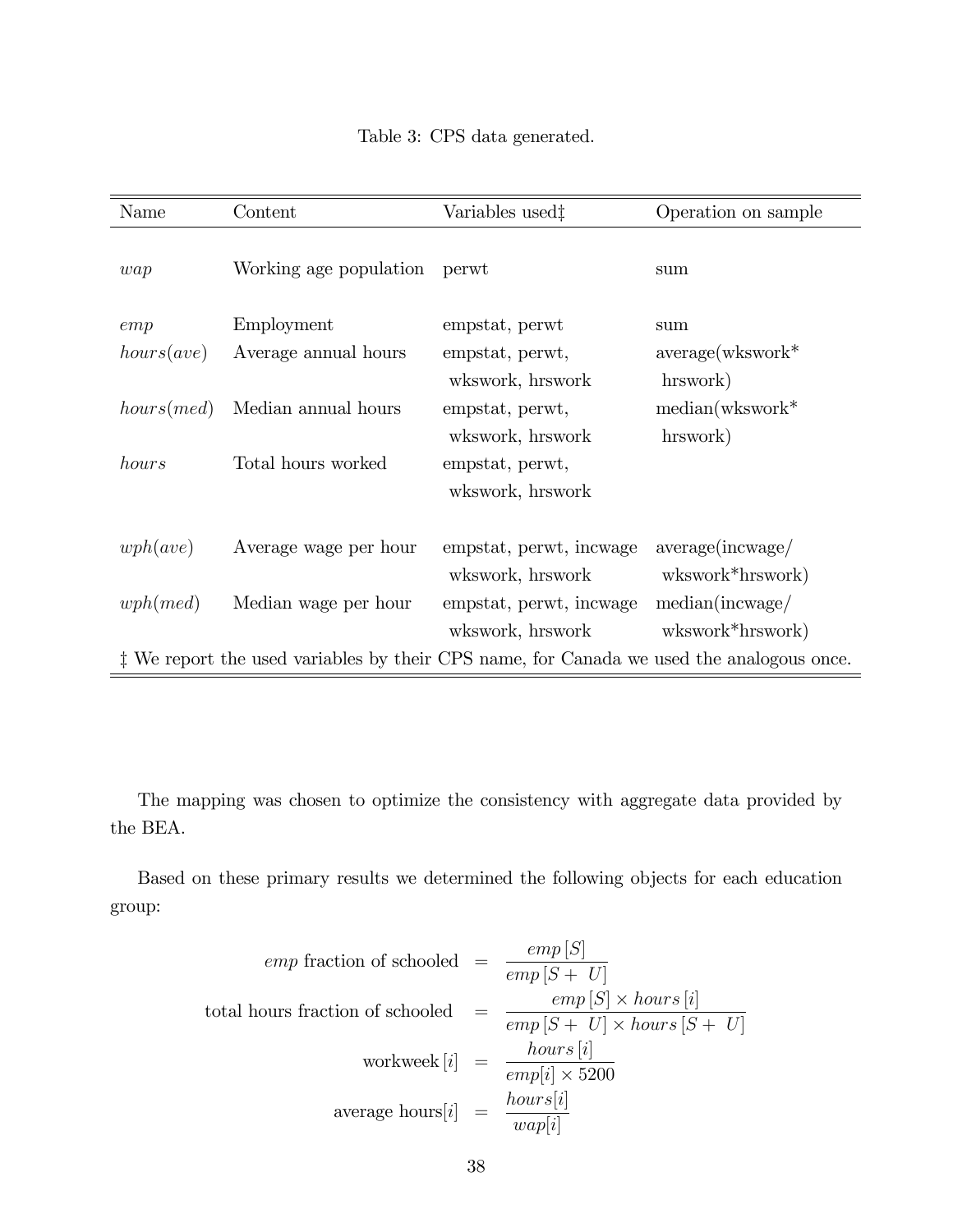Table 3: CPS data generated.

| Name | Content | Variables used‡ | Operation on sample |
|---|---|---|---|
| $wap$ | Working age population | perwt | sum |
| $emp$ | Employment | empstat, perwt | sum |
| $hours(ave)$ | Average annual hours | empstat, perwt, wkswork, hrswork | average(wkswork* hrswork) |
| $hours(med)$ | Median annual hours | empstat, perwt, wkswork, hrswork | median(wkswork* hrswork) |
| $hours$ | Total hours worked | empstat, perwt, wkswork, hrswork | |
| $wph(ave)$ | Average wage per hour | empstat, perwt, incwage wkswork, hrswork | average(incwage/ wkswork*hrswork) |
| $wph(med)$ | Median wage per hour | empstat, perwt, incwage wkswork, hrswork | median(incwage/ wkswork*hrswork) |

‡ We report the used variables by their CPS name, for Canada we used the analogous once.

The mapping was chosen to optimize the consistency with aggregate data provided by the BEA.

Based on these primary results we determined the following objects for each education group:

$$
\begin{aligned}
emp \text{ fraction of schooled} &= \frac{emp\,[S]}{emp\,[S+\ U]} \\
\text{total hours fraction of schooled} &= \frac{emp\,[S] \times hours\,[i]}{emp\,[S+\ U] \times hours\,[S+\ U]} \\
\text{workweek}\,[i] &= \frac{hours\,[i]}{emp[i] \times 5200} \\
\text{average hours}[i] &= \frac{hours[i]}{wap[i]}
\end{aligned}
$$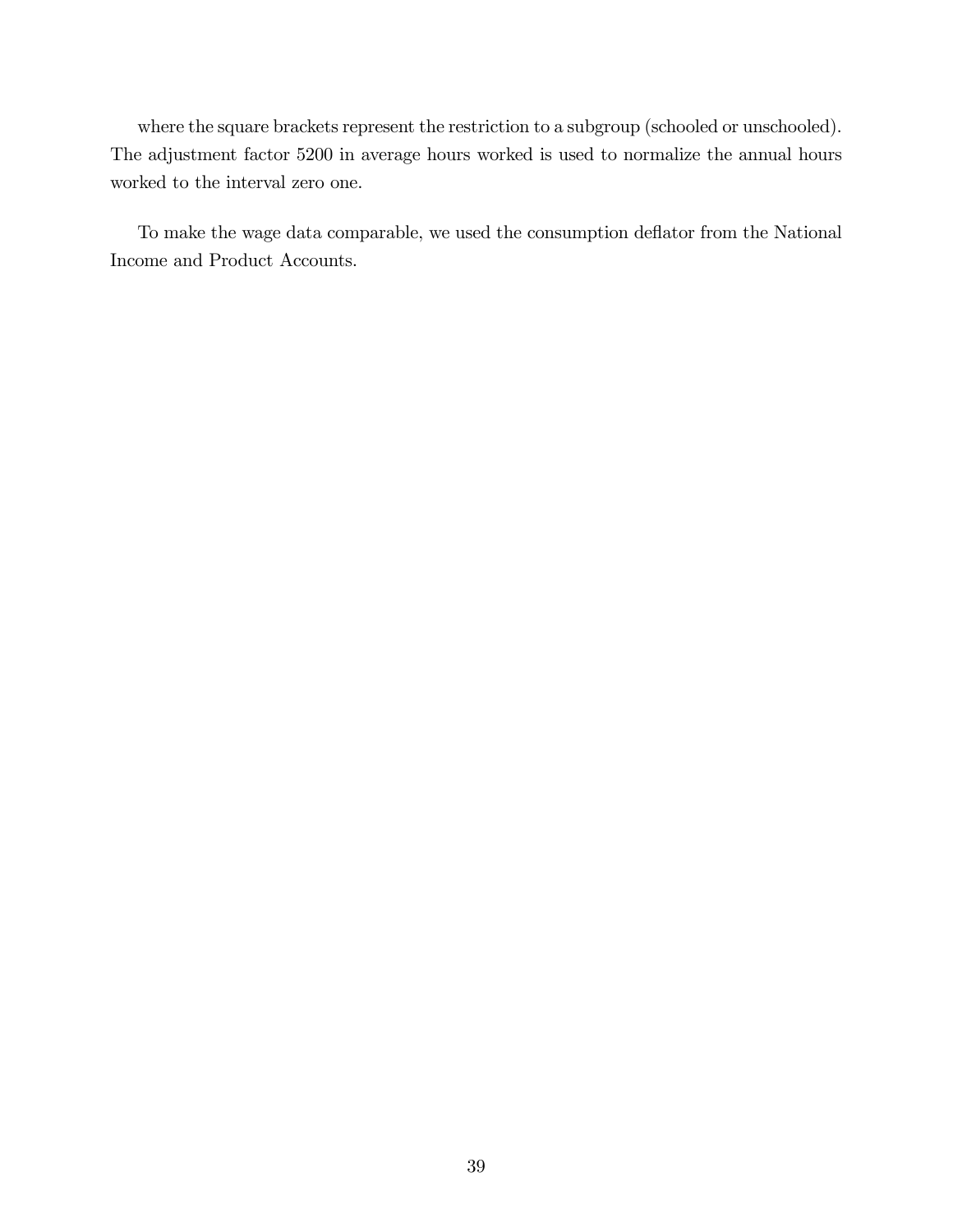where the square brackets represent the restriction to a subgroup (schooled or unschooled). The adjustment factor 5200 in average hours worked is used to normalize the annual hours worked to the interval zero one.

To make the wage data comparable, we used the consumption deflator from the National Income and Product Accounts.